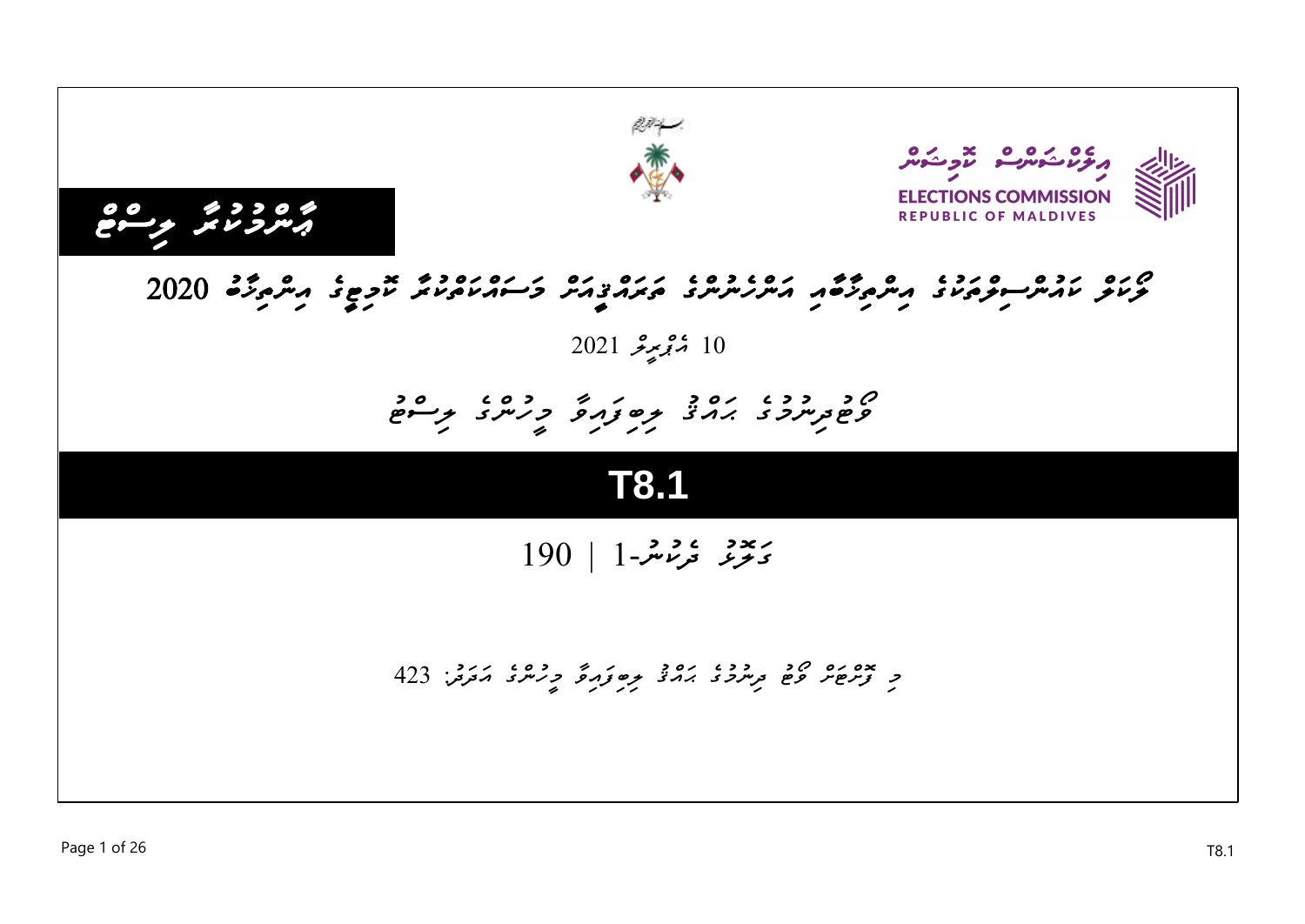އާންމުކުރާ ނަތީޖާ

އިލެކްޝަންސް ކޮމިޝަން

ELECTIONS COMMISSION
REPUBLIC OF MALDIVES

# ލޯކަލް ކައުންސިލްތަކުގެ އިންތިޚާބާއި އަންހެނުންގެ ތަރައްޤީއަށް މަސައްކަތްކުރާ ކޮމިޓީގެ އިންތިޚާބު 2020

10 އެޕްރީލް 2021

## ވޯޓުދިނުމުގެ ހައްޤު ލިބިފައިވާ މީހުންގެ ނަތީޖާ

# T8.1

## ގަލޮޅު ދެކުނު-1 | 190

މި ބޮކްސަށް ވޯޓު ދިނުމުގެ ހައްޤު ލިބިފައިވާ މީހުންގެ އަދަދު: 423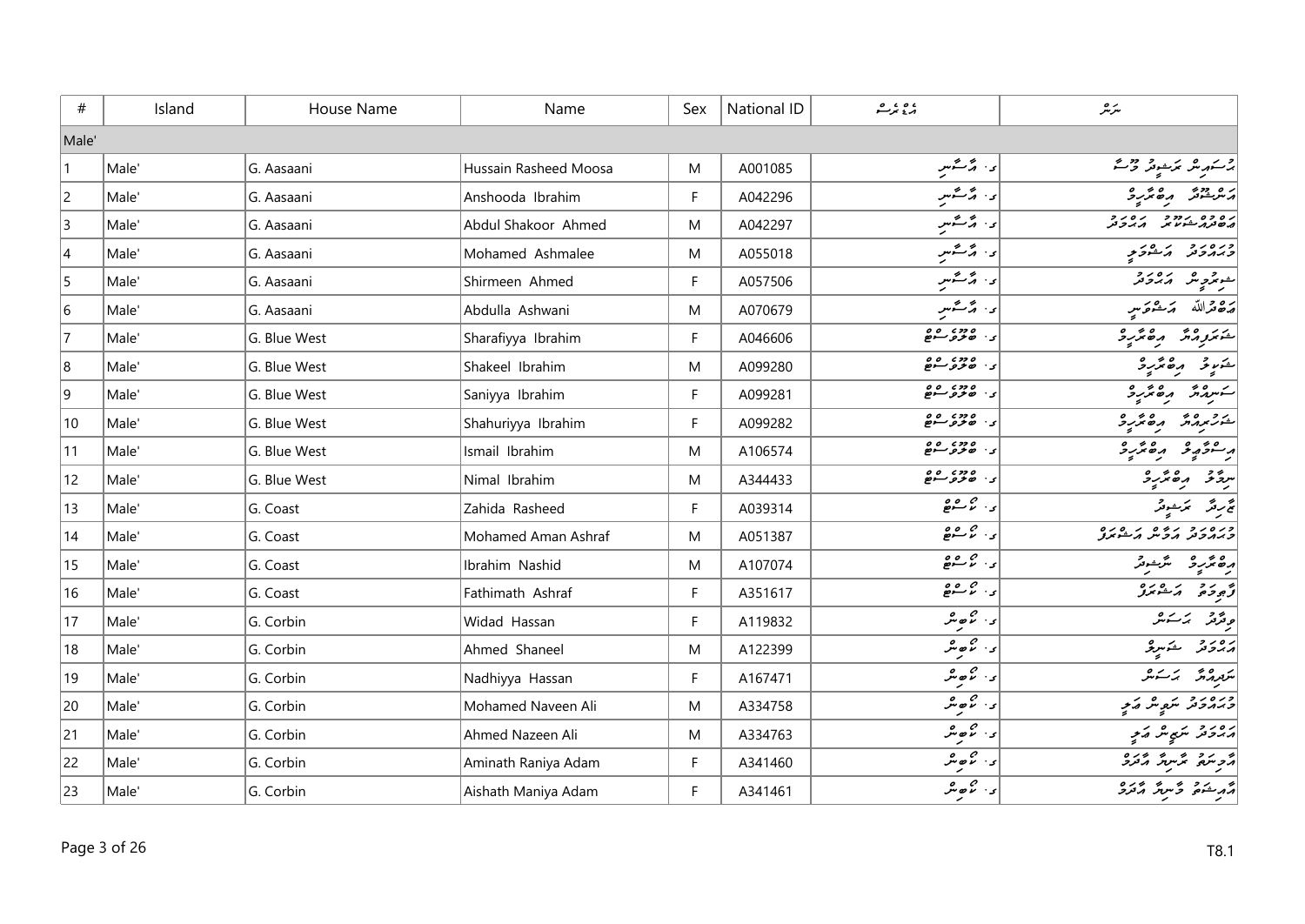| # | Island | House Name | Name | Sex | National ID | ގެއުގެ ނަން | ނަން |
|---|---|---|---|---|---|---|---|
| Male' | | | | | | | |
| 1 | Male' | G. Aasaani | Hussain Rasheed Moosa | M | A001085 | ގ. އާސާނި | ހުސައިން ރަޝީދު މޫސާ |
| 2 | Male' | G. Aasaani | Anshooda Ibrahim | F | A042296 | ގ. އާސާނި | އަންޝޫދާ އިބްރާހީމް |
| 3 | Male' | G. Aasaani | Abdul Shakoor Ahmed | M | A042297 | ގ. އާސާނި | އަބްދުލްޝަކޫރު އަޙްމަދު |
| 4 | Male' | G. Aasaani | Mohamed Ashmalee | M | A055018 | ގ. އާސާނި | މުޙައްމަދު އަޝްމަލީ |
| 5 | Male' | G. Aasaani | Shirmeen Ahmed | F | A057506 | ގ. އާސާނި | ޝިރްމީން އަޙްމަދު |
| 6 | Male' | G. Aasaani | Abdulla Ashwani | M | A070679 | ގ. އާސާނި | އަބްދުﷲ އަޝްވަނީ |
| 7 | Male' | G. Blue West | Sharafiyya Ibrahim | F | A046606 | ގ. ބްލޫވެސްޓް | ޝަރަފިއްޔާ އިބްރާހީމް |
| 8 | Male' | G. Blue West | Shakeel Ibrahim | M | A099280 | ގ. ބްލޫވެސްޓް | ޝަކީލް އިބްރާހީމް |
| 9 | Male' | G. Blue West | Saniyya Ibrahim | F | A099281 | ގ. ބްލޫވެސްޓް | ސަނިއްޔާ އިބްރާހީމް |
| 10 | Male' | G. Blue West | Shahuriyya Ibrahim | F | A099282 | ގ. ބްލޫވެސްޓް | ޝަހުރިއްޔާ އިބްރާހީމް |
| 11 | Male' | G. Blue West | Ismail Ibrahim | M | A106574 | ގ. ބްލޫވެސްޓް | އިސްމާޢީލް އިބްރާހީމް |
| 12 | Male' | G. Blue West | Nimal Ibrahim | M | A344433 | ގ. ބްލޫވެސްޓް | ނިމާލް އިބްރާހީމް |
| 13 | Male' | G. Coast | Zahida Rasheed | F | A039314 | ގ. ކޯސްޓް | ޒާހިދާ ރަޝީދު |
| 14 | Male' | G. Coast | Mohamed Aman Ashraf | M | A051387 | ގ. ކޯސްޓް | މުޙައްމަދު އަމާން އަޝްރަފް |
| 15 | Male' | G. Coast | Ibrahim Nashid | M | A107074 | ގ. ކޯސްޓް | އިބްރާހީމް ނާޝިދު |
| 16 | Male' | G. Coast | Fathimath Ashraf | F | A351617 | ގ. ކޯސްޓް | ފާތިމަތު އަޝްރަފް |
| 17 | Male' | G. Corbin | Widad Hassan | F | A119832 | ގ. ކޯބިން | ވިދާދު ހަސަން |
| 18 | Male' | G. Corbin | Ahmed Shaneel | M | A122399 | ގ. ކޯބިން | އަޙްމަދު ޝަނީލް |
| 19 | Male' | G. Corbin | Nadhiyya Hassan | F | A167471 | ގ. ކޯބިން | ނަދިއްޔާ ހަސަން |
| 20 | Male' | G. Corbin | Mohamed Naveen Ali | M | A334758 | ގ. ކޯބިން | މުޙައްމަދު ނަވީން ޢަލީ |
| 21 | Male' | G. Corbin | Ahmed Nazeen Ali | M | A334763 | ގ. ކޯބިން | އަޙްމަދު ނަޒީން ޢަލީ |
| 22 | Male' | G. Corbin | Aminath Raniya Adam | F | A341460 | ގ. ކޯބިން | އާމިނަތު ރާނިޔާ އާދަމް |
| 23 | Male' | G. Corbin | Aishath Maniya Adam | F | A341461 | ގ. ކޯބިން | އާއިޝަތު މާނިޔާ އާދަމް |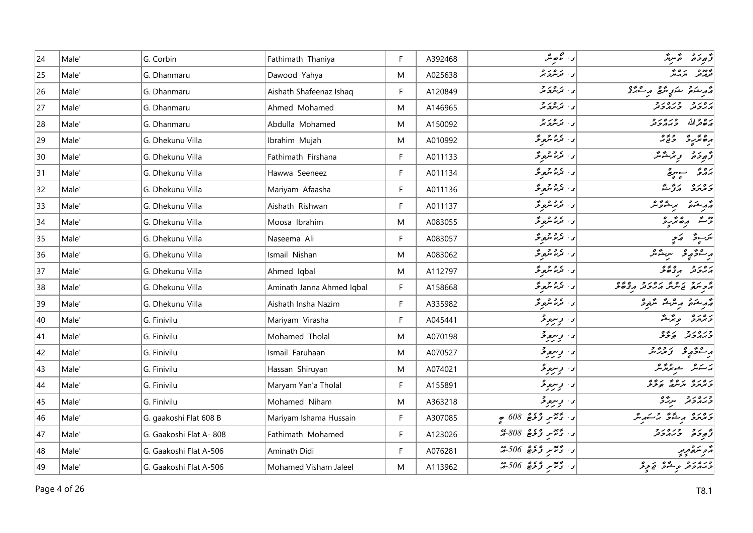| 24 | Male' | G. Corbin | Fathimath Thaniya | F | A392468 | ގ. ކޯބިން | ފާތިމަތު ތާނިޔާ |
|---|---|---|---|---|---|---|---|
| 25 | Male' | G. Dhanmaru | Dawood Yahya | M | A025638 | ގ. ދަންމަރު | ދާއޫދު ޔަޙްޔާ |
| 26 | Male' | G. Dhanmaru | Aishath Shafeenaz Ishaq | F | A120849 | ގ. ދަންމަރު | އާއިޝަތު ޝަފީނާޒް އިސްޙާޤް |
| 27 | Male' | G. Dhanmaru | Ahmed Mohamed | M | A146965 | ގ. ދަންމަރު | އަޙްމަދު މުޙައްމަދު |
| 28 | Male' | G. Dhanmaru | Abdulla Mohamed | M | A150092 | ގ. ދަންމަރު | އަބްދުﷲ މުޙައްމަދު |
| 29 | Male' | G. Dhekunu Villa | Ibrahim Mujah | M | A010992 | ގ. ދެކުނުވިލާ | އިބްރާހީމް މުޖާހް |
| 30 | Male' | G. Dhekunu Villa | Fathimath Firshana | F | A011133 | ގ. ދެކުނުވިލާ | ފާތިމަތު ފިރްޝާނާ |
| 31 | Male' | G. Dhekunu Villa | Hawwa Seeneez | F | A011134 | ގ. ދެކުނުވިލާ | ހައްވާ ސީނީޒް |
| 32 | Male' | G. Dhekunu Villa | Mariyam Afaasha | F | A011136 | ގ. ދެކުނުވިލާ | މަރިޔަމް އަފާޝާ |
| 33 | Male' | G. Dhekunu Villa | Aishath Rishwan | F | A011137 | ގ. ދެކުނުވިލާ | އާއިޝަތު ރިޝްވާން |
| 34 | Male' | G. Dhekunu Villa | Moosa Ibrahim | M | A083055 | ގ. ދެކުނުވިލާ | މޫސާ އިބްރާހީމް |
| 35 | Male' | G. Dhekunu Villa | Naseema Ali | F | A083057 | ގ. ދެކުނުވިލާ | ނަސީމާ އަލި |
| 36 | Male' | G. Dhekunu Villa | Ismail Nishan | M | A083062 | ގ. ދެކުނުވިލާ | އިސްމާއިލް ނިޝާން |
| 37 | Male' | G. Dhekunu Villa | Ahmed Iqbal | M | A112797 | ގ. ދެކުނުވިލާ | އަޙްމަދު އިޤްބާލް |
| 38 | Male' | G. Dhekunu Villa | Aminath Janna Ahmed Iqbal | F | A158668 | ގ. ދެކުނުވިލާ | އާމިނަތު ޖަންނާ އަޙްމަދު އިޤްބާލް |
| 39 | Male' | G. Dhekunu Villa | Aishath Insha Nazim | F | A335982 | ގ. ދެކުނުވިލާ | އާއިޝަތު އިންޝާ ނާޒިމް |
| 40 | Male' | G. Finivilu | Mariyam Virasha | F | A045441 | ގ. ފިނިވިލު | މަރިޔަމް ވިރާޝާ |
| 41 | Male' | G. Finivilu | Mohamed Tholal | M | A070198 | ގ. ފިނިވިލު | މުޙައްމަދު ތޯލާލް |
| 42 | Male' | G. Finivilu | Ismail Faruhaan | M | A070527 | ގ. ފިނިވިލު | އިސްމާއިލް ފަރުހާން |
| 43 | Male' | G. Finivilu | Hassan Shiruyan | M | A074021 | ގ. ފިނިވިލު | ހަސަން ޝިރުޔާން |
| 44 | Male' | G. Finivilu | Maryam Yan'a Tholal | F | A155891 | ގ. ފިނިވިލު | މަރިޔަމް ޔަންއާ ތޯލާލް |
| 45 | Male' | G. Finivilu | Mohamed Niham | M | A363218 | ގ. ފިނިވިލު | މުޙައްމަދު ނިހާމް |
| 46 | Male' | G. gaakoshi Flat 608 B | Mariyam Ishama Hussain | F | A307085 | ގ. ގާކޮށި ފްލެޓް 608 ބީ | މަރިޔަމް އިޝާމާ ހުސައިން |
| 47 | Male' | G. Gaakoshi Flat A- 808 | Fathimath Mohamed | F | A123026 | ގ. ގާކޮށި ފްލެޓް 808-އޭ | ފާތިމަތު މުޙައްމަދު |
| 48 | Male' | G. Gaakoshi Flat A-506 | Aminath Didi | F | A076281 | ގ. ގާކޮށި ފްލެޓް 506-އޭ | އާމިނަތުދީދީ |
| 49 | Male' | G. Gaakoshi Flat A-506 | Mohamed Visham Jaleel | M | A113962 | ގ. ގާކޮށި ފްލެޓް 506-އޭ | މުޙައްމަދު ވިޝާމް ޖަލީލް |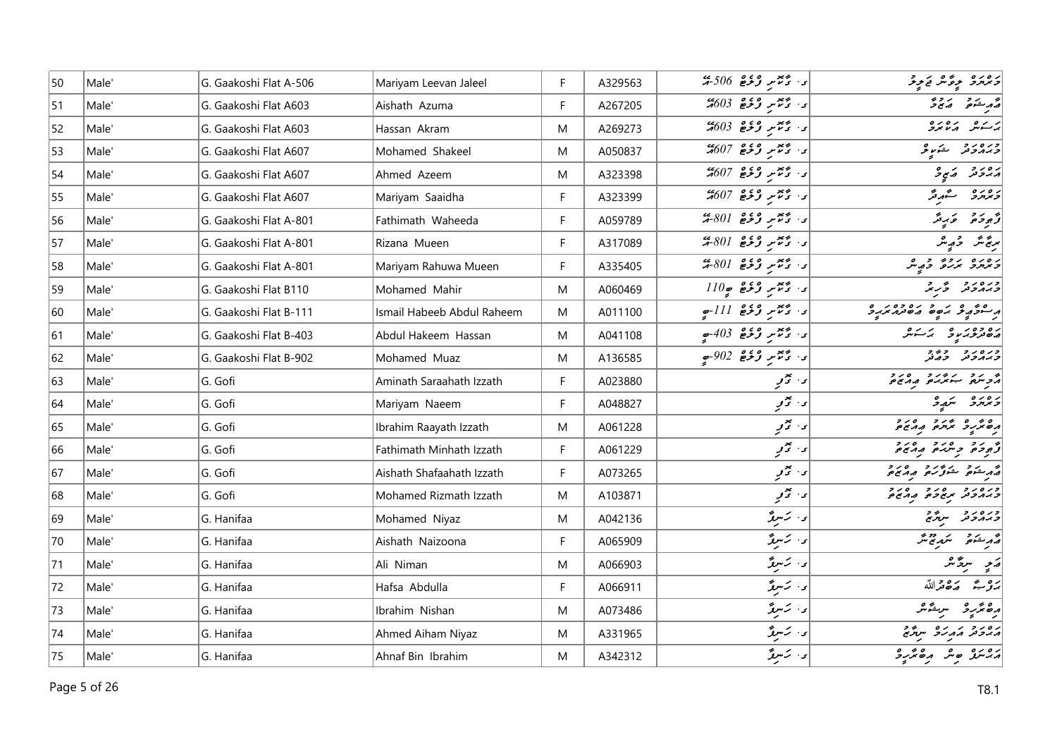| 50 | Male' | G. Gaakoshi Flat A-506 | Mariyam Leevan Jaleel | F | A329563 | ގ. ގާކޯށި ފްލެޓް 506-A | މަރިޔަމް ލީވާން ޖަލީލް |
|---|---|---|---|---|---|---|---|
| 51 | Male' | G. Gaakoshi Flat A603 | Aishath Azuma | F | A267205 | ގ. ގާކޯށި ފްލެޓް A603 | އައިޝަތު އަޒުމާ |
| 52 | Male' | G. Gaakoshi Flat A603 | Hassan Akram | M | A269273 | ގ. ގާކޯށި ފްލެޓް A603 | ހަސަން އަކްރަމް |
| 53 | Male' | G. Gaakoshi Flat A607 | Mohamed Shakeel | M | A050837 | ގ. ގާކޯށި ފްލެޓް A607 | މުހައްމަދު ޝަކީލް |
| 54 | Male' | G. Gaakoshi Flat A607 | Ahmed Azeem | M | A323398 | ގ. ގާކޯށި ފްލެޓް A607 | އަހްމަދު އަޒީމް |
| 55 | Male' | G. Gaakoshi Flat A607 | Mariyam Saaidha | F | A323399 | ގ. ގާކޯށި ފްލެޓް A607 | މަރިޔަމް ސާއިދާ |
| 56 | Male' | G. Gaakoshi Flat A-801 | Fathimath Waheeda | F | A059789 | ގ. ގާކޯށި ފްލެޓް 801-A | ފާތިމަތު ވަހީދާ |
| 57 | Male' | G. Gaakoshi Flat A-801 | Rizana Mueen | F | A317089 | ގ. ގާކޯށި ފްލެޓް 801-A | ރިޒާނާ މުއީން |
| 58 | Male' | G. Gaakoshi Flat A-801 | Mariyam Rahuwa Mueen | F | A335405 | ގ. ގާކޯށި ފްލެޓް 801-A | މަރިޔަމް ރަހުވާ މުއީން |
| 59 | Male' | G. Gaakoshi Flat B110 | Mohamed Mahir | M | A060469 | ގ. ގާކޯށި ފްލެޓް B110 | މުހައްމަދު މާހިރު |
| 60 | Male' | G. Gaakoshi Flat B-111 | Ismail Habeeb Abdul Raheem | M | A011100 | ގ. ގާކޯށި ފްލެޓް 111-B | އިސްމާއީލް ހަބީބް އަބްދުއްރަހީމް |
| 61 | Male' | G. Gaakoshi Flat B-403 | Abdul Hakeem Hassan | M | A041108 | ގ. ގާކޯށި ފްލެޓް 403-B | އަބްދުލްހަކީމް ހަސަން |
| 62 | Male' | G. Gaakoshi Flat B-902 | Mohamed Muaz | M | A136585 | ގ. ގާކޯށި ފްލެޓް 902-B | މުހައްމަދު މުޢާޛު |
| 63 | Male' | G. Gofi | Aminath Saraahath Izzath | F | A023880 | ގ. ގޯފި | އާމިނަތު ސަރާހަތު އިއްޒަތު |
| 64 | Male' | G. Gofi | Mariyam Naeem | F | A048827 | ގ. ގޯފި | މަރިޔަމް ނައީމް |
| 65 | Male' | G. Gofi | Ibrahim Raayath Izzath | M | A061228 | ގ. ގޯފި | އިބްރާހީމް ރާޔަތު އިއްޒަތު |
| 66 | Male' | G. Gofi | Fathimath Minhath Izzath | F | A061229 | ގ. ގޯފި | ފާތިމަތު މިންހަތު އިއްޒަތު |
| 67 | Male' | G. Gofi | Aishath Shafaahath Izzath | F | A073265 | ގ. ގޯފި | އައިޝަތު ޝަފާހަތު އިއްޒަތު |
| 68 | Male' | G. Gofi | Mohamed Rizmath Izzath | M | A103871 | ގ. ގޯފި | މުހައްމަދު ރިޒްމަތު އިއްޒަތު |
| 69 | Male' | G. Hanifaa | Mohamed Niyaz | M | A042136 | ގ. ހަނިފާ | މުހައްމަދު ނިޔާޒު |
| 70 | Male' | G. Hanifaa | Aishath Naizoona | F | A065909 | ގ. ހަނިފާ | އައިޝަތު ނައިޒޫނާ |
| 71 | Male' | G. Hanifaa | Ali Niman | M | A066903 | ގ. ހަނިފާ | އަލީ ނިމާން |
| 72 | Male' | G. Hanifaa | Hafsa Abdulla | F | A066911 | ގ. ހަނިފާ | ހަފްޞާ އަބްދުﷲ |
| 73 | Male' | G. Hanifaa | Ibrahim Nishan | M | A073486 | ގ. ހަނިފާ | އިބްރާހީމް ނިޝާން |
| 74 | Male' | G. Hanifaa | Ahmed Aiham Niyaz | M | A331965 | ގ. ހަނިފާ | އަހްމަދު އައިހަމް ނިޔާޒު |
| 75 | Male' | G. Hanifaa | Ahnaf Bin Ibrahim | M | A342312 | ގ. ހަނިފާ | އަހްނަފް ބިން އިބްރާހީމް |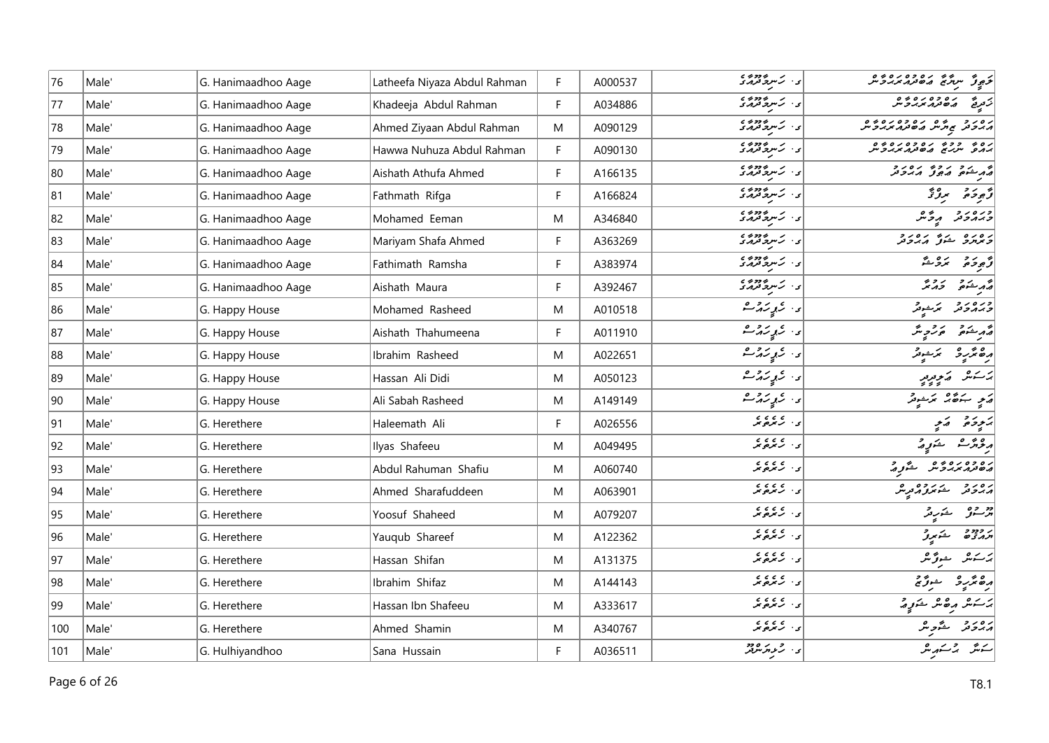| 76 | Male' | G. Hanimaadhoo Aage | Latheefa Niyaza Abdul Rahman | F | A000537 | ގ. ހަނިމާދޫއާގެ | ލަޠީފާ ނިޔާޒާ އަބްދުލްރަޙްމާން |
|---|---|---|---|---|---|---|---|
| 77 | Male' | G. Hanimaadhoo Aage | Khadeeja Abdul Rahman | F | A034886 | ގ. ހަނިމާދޫއާގެ | ޚަދީޖާ އަބްދުލްރަޙްމާން |
| 78 | Male' | G. Hanimaadhoo Aage | Ahmed Ziyaan Abdul Rahman | M | A090129 | ގ. ހަނިމާދޫއާގެ | އަޙްމަދު ޒިޔާން އަބްދުލްރަޙްމާން |
| 79 | Male' | G. Hanimaadhoo Aage | Hawwa Nuhuza Abdul Rahman | F | A090130 | ގ. ހަނިމާދޫއާގެ | ޙައްވާ ނުހުޒާ އަބްދުލްރަޙްމާން |
| 80 | Male' | G. Hanimaadhoo Aage | Aishath Athufa Ahmed | F | A166135 | ގ. ހަނިމާދޫއާގެ | އާއިޝަތު އަތުފާ އަޙްމަދު |
| 81 | Male' | G. Hanimaadhoo Aage | Fathmath Rifga | F | A166824 | ގ. ހަނިމާދޫއާގެ | ފާތިމަތު ރިފްގާ |
| 82 | Male' | G. Hanimaadhoo Aage | Mohamed Eeman | M | A346840 | ގ. ހަނިމާދޫއާގެ | މުޙައްމަދު އީމާން |
| 83 | Male' | G. Hanimaadhoo Aage | Mariyam Shafa Ahmed | F | A363269 | ގ. ހަނިމާދޫއާގެ | މަރިޔަމް ޝަފާ އަޙްމަދު |
| 84 | Male' | G. Hanimaadhoo Aage | Fathimath Ramsha | F | A383974 | ގ. ހަނިމާދޫއާގެ | ފާތިމަތު ރަމްޝާ |
| 85 | Male' | G. Hanimaadhoo Aage | Aishath Maura | F | A392467 | ގ. ހަނިމާދޫއާގެ | އާއިޝަތު މައުރާ |
| 86 | Male' | G. Happy House | Mohamed Rasheed | M | A010518 | ގ. ހެޕީހައުސް | މުޙައްމަދު ރަޝީދު |
| 87 | Male' | G. Happy House | Aishath Thahumeena | F | A011910 | ގ. ހެޕީހައުސް | އާއިޝަތު ތަހުމީނާ |
| 88 | Male' | G. Happy House | Ibrahim Rasheed | M | A022651 | ގ. ހެޕީހައުސް | އިބްރާހީމް ރަޝީދު |
| 89 | Male' | G. Happy House | Hassan Ali Didi | M | A050123 | ގ. ހެޕީހައުސް | ޙަސަން އަލިދީދީ |
| 90 | Male' | G. Happy House | Ali Sabah Rasheed | M | A149149 | ގ. ހެޕީހައުސް | އަލި ސަބާޙް ރަޝީދު |
| 91 | Male' | G. Herethere | Haleemath Ali | F | A026556 | ގ. ހެރެދެރެ | ހަލީމަތު އަލި |
| 92 | Male' | G. Herethere | Ilyas Shafeeu | M | A049495 | ގ. ހެރެދެރެ | އިލްޔާސް ޝަފީޢު |
| 93 | Male' | G. Herethere | Abdul Rahuman Shafiu | M | A060740 | ގ. ހެރެދެރެ | އަބްދުލްރަޙްމާން ޝާފިޢު |
| 94 | Male' | G. Herethere | Ahmed Sharafuddeen | M | A063901 | ގ. ހެރެދެރެ | އަޙްމަދު ޝަރަފުއްދީން |
| 95 | Male' | G. Herethere | Yoosuf Shaheed | M | A079207 | ގ. ހެރެދެރެ | ޔޫސުފް ޝަހީދު |
| 96 | Male' | G. Herethere | Yauqub Shareef | M | A122362 | ގ. ހެރެދެރެ | ޔައުޤޫބު ޝަރީފު |
| 97 | Male' | G. Herethere | Hassan Shifan | M | A131375 | ގ. ހެރެދެރެ | ޙަސަން ޝިފާން |
| 98 | Male' | G. Herethere | Ibrahim Shifaz | M | A144143 | ގ. ހެރެދެރެ | އިބްރާހީމް ޝިފާޒް |
| 99 | Male' | G. Herethere | Hassan Ibn Shafeeu | M | A333617 | ގ. ހެރެދެރެ | ޙަސަން އިބްނު ޝަފީޢު |
| 100 | Male' | G. Herethere | Ahmed Shamin | M | A340767 | ގ. ހެރެދެރެ | އަޙްމަދު ޝާމިން |
| 101 | Male' | G. Hulhiyandhoo | Sana Hussain | F | A036511 | ގ. ހުޅިޔަންދޫ | ސަނާ ޙުސައިން |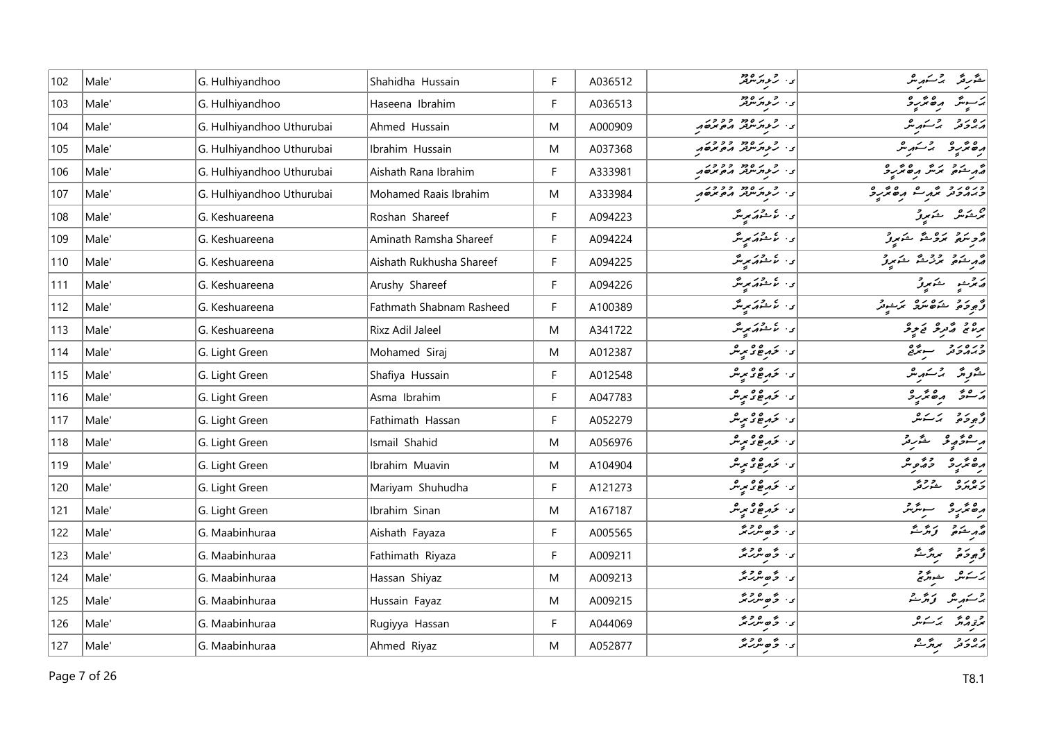| 102 | Male' | G. Hulhiyandhoo | Shahidha Hussain | F | A036512 | ގ. ހުޅިޔަންދޫ | ޝާހިދާ ހުސައިން |
|---|---|---|---|---|---|---|---|
| 103 | Male' | G. Hulhiyandhoo | Haseena Ibrahim | F | A036513 | ގ. ހުޅިޔަންދޫ | ހަސީނާ އިބްރާހިމް |
| 104 | Male' | G. Hulhiyandhoo Uthurubai | Ahmed Hussain | M | A000909 | ގ. ހުޅިޔަންދޫ އުތުރުބައި | އަޙްމަދު ހުސައިން |
| 105 | Male' | G. Hulhiyandhoo Uthurubai | Ibrahim Hussain | M | A037368 | ގ. ހުޅިޔަންދޫ އުތުރުބައި | އިބްރާހިމް ހުސައިން |
| 106 | Male' | G. Hulhiyandhoo Uthurubai | Aishath Rana Ibrahim | F | A333981 | ގ. ހުޅިޔަންދޫ އުތުރުބައި | ޢާއިޝަތު ރަނާ އިބްރާހިމް |
| 107 | Male' | G. Hulhiyandhoo Uthurubai | Mohamed Raais Ibrahim | M | A333984 | ގ. ހުޅިޔަންދޫ އުތުރުބައި | މުޙައްމަދު ރާއިސް އިބްރާހިމް |
| 108 | Male' | G. Keshuareena | Roshan Shareef | F | A094223 | ގ. ކެޝުއަރީނާ | ރޮޝަން ޝަރީފް |
| 109 | Male' | G. Keshuareena | Aminath Ramsha Shareef | F | A094224 | ގ. ކެޝުއަރީނާ | އާމިނަތު ރަމްޝާ ޝަރީފް |
| 110 | Male' | G. Keshuareena | Aishath Rukhusha Shareef | F | A094225 | ގ. ކެޝުއަރީނާ | ޢާއިޝަތު ރުޚުޝާ ޝަރީފް |
| 111 | Male' | G. Keshuareena | Arushy Shareef | F | A094226 | ގ. ކެޝުއަރީނާ | އަރުޝީ ޝަރީފް |
| 112 | Male' | G. Keshuareena | Fathmath Shabnam Rasheed | F | A100389 | ގ. ކެޝުއަރީނާ | ފާތިމަތު ޝަބްނަމް ރަޝީދު |
| 113 | Male' | G. Keshuareena | Rixz Adil Jaleel | M | A341722 | ގ. ކެޝުއަރީނާ | ރިކްޒް އާދިލް ޖަލީލް |
| 114 | Male' | G. Light Green | Mohamed Siraj | M | A012387 | ގ. ލައިޓްގްރީން | މުޙައްމަދު ސިރާޖު |
| 115 | Male' | G. Light Green | Shafiya Hussain | F | A012548 | ގ. ލައިޓްގްރީން | ޝާފިޔާ ހުސައިން |
| 116 | Male' | G. Light Green | Asma Ibrahim | F | A047783 | ގ. ލައިޓްގްރީން | އަސްމާ އިބްރާހިމް |
| 117 | Male' | G. Light Green | Fathimath Hassan | F | A052279 | ގ. ލައިޓްގްރީން | ފާތިމަތު ހަސަން |
| 118 | Male' | G. Light Green | Ismail Shahid | M | A056976 | ގ. ލައިޓްގްރީން | އިސްމާޢީލް ޝާހިދު |
| 119 | Male' | G. Light Green | Ibrahim Muavin | M | A104904 | ގ. ލައިޓްގްރީން | އިބްރާހިމް މުޢާވިން |
| 120 | Male' | G. Light Green | Mariyam Shuhudha | F | A121273 | ގ. ލައިޓްގްރީން | މަރިޔަމް ޝުހުދާ |
| 121 | Male' | G. Light Green | Ibrahim Sinan | M | A167187 | ގ. ލައިޓްގްރީން | އިބްރާހިމް ސިނާން |
| 122 | Male' | G. Maabinhuraa | Aishath Fayaza | F | A005565 | ގ. މާބިންހުރާ | ޢާއިޝަތު ފައްޔާޒާ |
| 123 | Male' | G. Maabinhuraa | Fathimath Riyaza | F | A009211 | ގ. މާބިންހުރާ | ފާތިމަތު ރިޔާޒާ |
| 124 | Male' | G. Maabinhuraa | Hassan Shiyaz | M | A009213 | ގ. މާބިންހުރާ | ހަސަން ޝިޔާޒް |
| 125 | Male' | G. Maabinhuraa | Hussain Fayaz | M | A009215 | ގ. މާބިންހުރާ | ހުސައިން ފައްޔާޒް |
| 126 | Male' | G. Maabinhuraa | Rugiyya Hassan | F | A044069 | ގ. މާބިންހުރާ | ރުޤިއްޔާ ހަސަން |
| 127 | Male' | G. Maabinhuraa | Ahmed Riyaz | M | A052877 | ގ. މާބިންހުރާ | އަޙްމަދު ރިޔާޒް |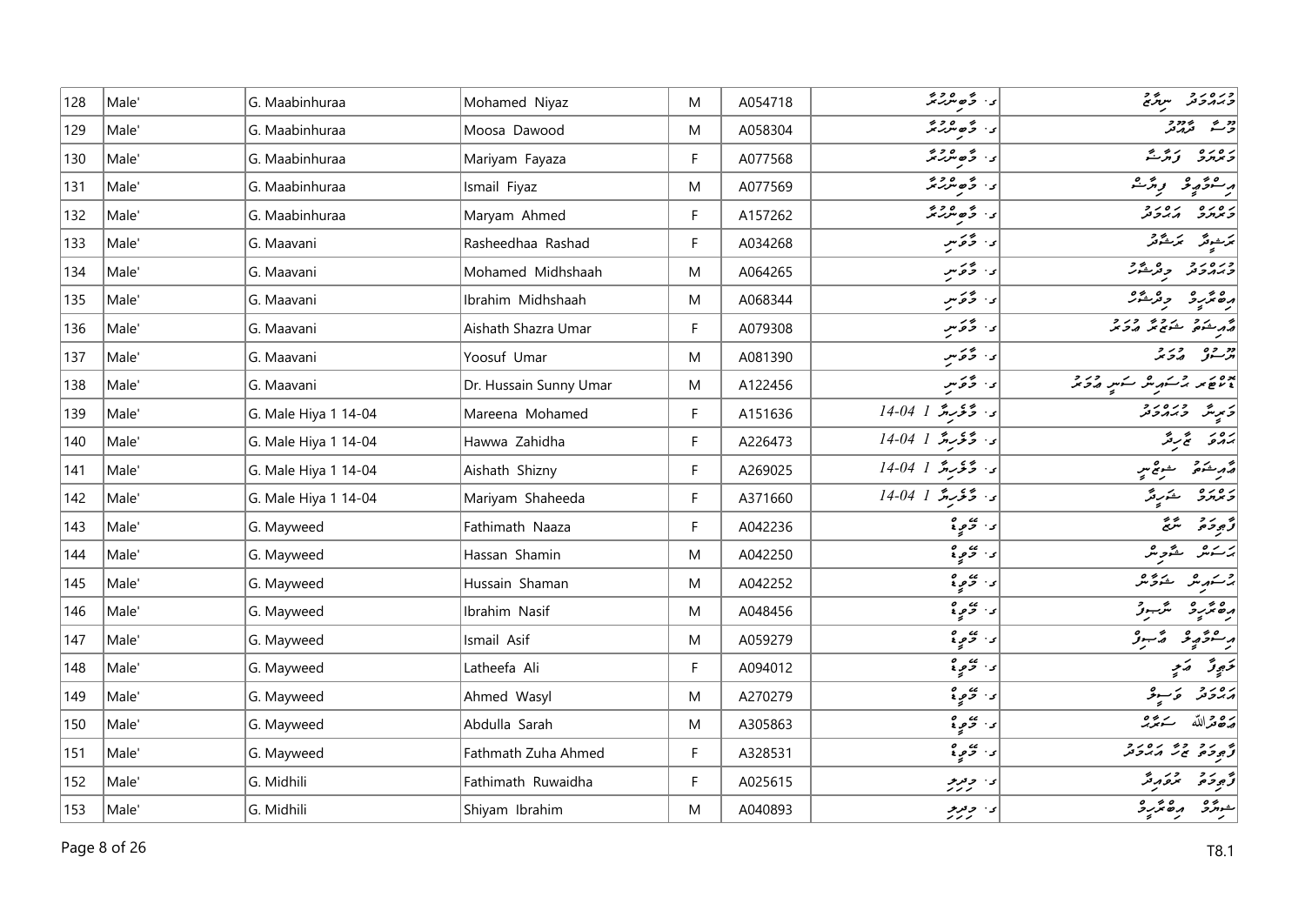| 128 | Male' | G. Maabinhuraa | Mohamed Niyaz | M | A054718 | ގ. މާބިންހުރާ | މުހައްމަދު ނިޔާޒު |
|---|---|---|---|---|---|---|---|
| 129 | Male' | G. Maabinhuraa | Moosa Dawood | M | A058304 | ގ. މާބިންހުރާ | މޫސާ ދާއޫދު |
| 130 | Male' | G. Maabinhuraa | Mariyam Fayaza | F | A077568 | ގ. މާބިންހުރާ | މަރިޔަމް ފަޔާޒާ |
| 131 | Male' | G. Maabinhuraa | Ismail Fiyaz | M | A077569 | ގ. މާބިންހުރާ | އިސްމާއީލް ފިޔާޒް |
| 132 | Male' | G. Maabinhuraa | Maryam Ahmed | F | A157262 | ގ. މާބިންހުރާ | މަރްޔަމް އަޙްމަދު |
| 133 | Male' | G. Maavani | Rasheedhaa Rashad | F | A034268 | ގ. މާވަނި | ރަޝީދާ ރަޝާދު |
| 134 | Male' | G. Maavani | Mohamed Midhshaah | M | A064265 | ގ. މާވަނި | މުހައްމަދު މިދްޝާހު |
| 135 | Male' | G. Maavani | Ibrahim Midhshaah | M | A068344 | ގ. މާވަނި | އިބްރާހީމް މިދްޝާހު |
| 136 | Male' | G. Maavani | Aishath Shazra Umar | F | A079308 | ގ. މާވަނި | އާއިޝަތު ޝަޒްރާ އުމަރު |
| 137 | Male' | G. Maavani | Yoosuf Umar | M | A081390 | ގ. މާވަނި | ޔޫސުފް އުމަރު |
| 138 | Male' | G. Maavani | Dr. Hussain Sunny Umar | M | A122456 | ގ. މާވަނި | ޑރ. ހުސައިން ސަނީ އުމަރު |
| 139 | Male' | G. Male Hiya 1 14-04 | Mareena Mohamed | F | A151636 | ގ. މާލެހިޔާ 1 14-04 | މަރީނާ މުހައްމަދު |
| 140 | Male' | G. Male Hiya 1 14-04 | Hawwa Zahidha | F | A226473 | ގ. މާލެހިޔާ 1 14-04 | ހައްވާ ޒާހިދާ |
| 141 | Male' | G. Male Hiya 1 14-04 | Aishath Shizny | F | A269025 | ގ. މާލެހިޔާ 1 14-04 | އާއިޝަތު ޝިޒްނީ |
| 142 | Male' | G. Male Hiya 1 14-04 | Mariyam Shaheeda | F | A371660 | ގ. މާލެހިޔާ 1 14-04 | މަރިޔަމް ޝަހީދާ |
| 143 | Male' | G. Mayweed | Fathimath Naaza | F | A042236 | ގ. މޭވީޑް | ފާތިމަތު ނާޒާ |
| 144 | Male' | G. Mayweed | Hassan Shamin | M | A042250 | ގ. މޭވީޑް | ހަސަން ޝާމިން |
| 145 | Male' | G. Mayweed | Hussain Shaman | M | A042252 | ގ. މޭވީޑް | ހުސައިން ޝަމާން |
| 146 | Male' | G. Mayweed | Ibrahim Nasif | M | A048456 | ގ. މޭވީޑް | އިބްރާހީމް ނާސިފް |
| 147 | Male' | G. Mayweed | Ismail Asif | M | A059279 | ގ. މޭވީޑް | އިސްމާއީލް އާސިފް |
| 148 | Male' | G. Mayweed | Latheefa Ali | F | A094012 | ގ. މޭވީޑް | ލަތީފާ އަލި |
| 149 | Male' | G. Mayweed | Ahmed Wasyl | M | A270279 | ގ. މޭވީޑް | އަޙްމަދު ވަސީލް |
| 150 | Male' | G. Mayweed | Abdulla Sarah | M | A305863 | ގ. މޭވީޑް | އަބްދުﷲ ސަރާހް |
| 151 | Male' | G. Mayweed | Fathmath Zuha Ahmed | F | A328531 | ގ. މޭވީޑް | ފާތިމަތު ޒުހާ އަޙްމަދު |
| 152 | Male' | G. Midhili | Fathimath Ruwaidha | F | A025615 | ގ. މިދިލި | ފާތިމަތު ރުވައިދާ |
| 153 | Male' | G. Midhili | Shiyam Ibrahim | M | A040893 | ގ. މިދިލި | ޝިޔާމް އިބްރާހީމް |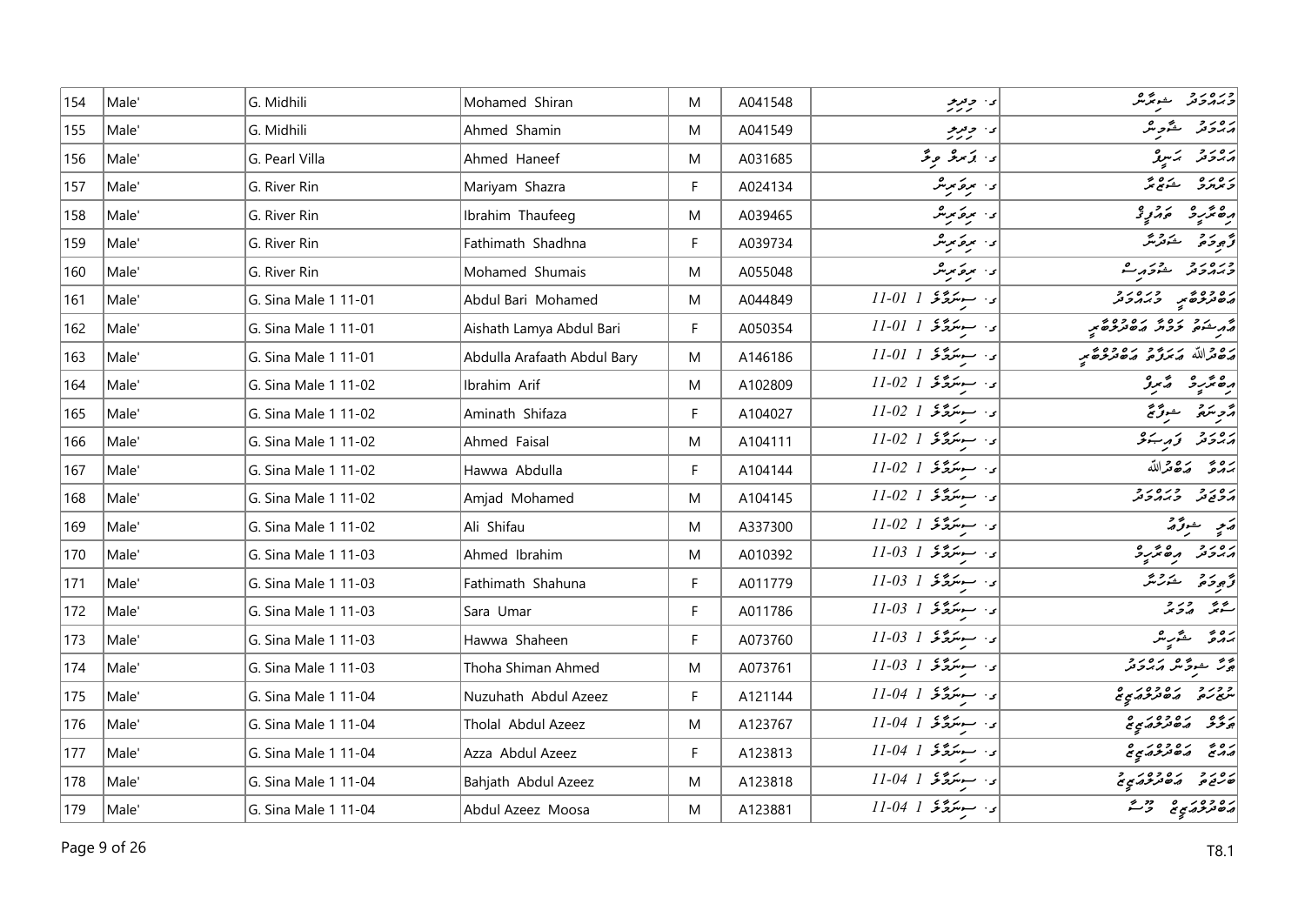| 154 | Male' | G. Midhili | Mohamed Shiran | M | A041548 | ގ. މިދިލި | މުޙައްމަދު ޝިރާން |
|---|---|---|---|---|---|---|---|
| 155 | Male' | G. Midhili | Ahmed Shamin | M | A041549 | ގ. މިދިލި | އަޙްމަދު ޝާމިން |
| 156 | Male' | G. Pearl Villa | Ahmed Haneef | M | A031685 | ގ. ޕަރލް ވިލާ | އަޙްމަދު ޙަނީފް |
| 157 | Male' | G. River Rin | Mariyam Shazra | F | A024134 | ގ. ރިވަރިން | މަރިޔަމް ޝަޒްރާ |
| 158 | Male' | G. River Rin | Ibrahim Thaufeeg | M | A039465 | ގ. ރިވަރިން | އިބްރާހީމް ތައުފީޤް |
| 159 | Male' | G. River Rin | Fathimath Shadhna | F | A039734 | ގ. ރިވަރިން | ފާތިމަތު ޝަދްނާ |
| 160 | Male' | G. River Rin | Mohamed Shumais | M | A055048 | ގ. ރިވަރިން | މުޙައްމަދު ޝުމައިސް |
| 161 | Male' | G. Sina Male 1 11-01 | Abdul Bari Mohamed | M | A044849 | ގ. ސިނަމާލެ 1 11-01 | އަބްދުލްބާރީ މުޙައްމަދު |
| 162 | Male' | G. Sina Male 1 11-01 | Aishath Lamya Abdul Bari | F | A050354 | ގ. ސިނަމާލެ 1 11-01 | އާއިޝަތު ލަމްޔާ އަބްދުލްބާރީ |
| 163 | Male' | G. Sina Male 1 11-01 | Abdulla Arafaath Abdul Bary | M | A146186 | ގ. ސިނަމާލެ 1 11-01 | އަބްދުﷲ އަރަފާތު އަބްދުލްބާރީ |
| 164 | Male' | G. Sina Male 1 11-02 | Ibrahim Arif | M | A102809 | ގ. ސިނަމާލެ 1 11-02 | އިބްރާހީމް އާރިފް |
| 165 | Male' | G. Sina Male 1 11-02 | Aminath Shifaza | F | A104027 | ގ. ސިނަމާލެ 1 11-02 | އާމިނަތު ޝިފާޒާ |
| 166 | Male' | G. Sina Male 1 11-02 | Ahmed Faisal | M | A104111 | ގ. ސިނަމާލެ 1 11-02 | އަޙްމަދު ފައިސަލް |
| 167 | Male' | G. Sina Male 1 11-02 | Hawwa Abdulla | F | A104144 | ގ. ސިނަމާލެ 1 11-02 | ޙައްވާ އަބްދުﷲ |
| 168 | Male' | G. Sina Male 1 11-02 | Amjad Mohamed | M | A104145 | ގ. ސިނަމާލެ 1 11-02 | އަމްޖަދު މުޙައްމަދު |
| 169 | Male' | G. Sina Male 1 11-02 | Ali Shifau | M | A337300 | ގ. ސިނަމާލެ 1 11-02 | އަލި ޝިފާއު |
| 170 | Male' | G. Sina Male 1 11-03 | Ahmed Ibrahim | M | A010392 | ގ. ސިނަމާލެ 1 11-03 | އަޙްމަދު އިބްރާހީމް |
| 171 | Male' | G. Sina Male 1 11-03 | Fathimath Shahuna | F | A011779 | ގ. ސިނަމާލެ 1 11-03 | ފާތިމަތު ޝަހުނާ |
| 172 | Male' | G. Sina Male 1 11-03 | Sara Umar | F | A011786 | ގ. ސިނަމާލެ 1 11-03 | ސާރާ އުމަރު |
| 173 | Male' | G. Sina Male 1 11-03 | Hawwa Shaheen | F | A073760 | ގ. ސިނަމާލެ 1 11-03 | ޙައްވާ ޝާހީން |
| 174 | Male' | G. Sina Male 1 11-03 | Thoha Shiman Ahmed | M | A073761 | ގ. ސިނަމާލެ 1 11-03 | ޠާހާ ޝިމާން އަޙްމަދު |
| 175 | Male' | G. Sina Male 1 11-04 | Nuzuhath Abdul Azeez | F | A121144 | ގ. ސިނަމާލެ 1 11-04 | ނުޒުހަތު އަބްދުލްއަޒީޒް |
| 176 | Male' | G. Sina Male 1 11-04 | Tholal Abdul Azeez | M | A123767 | ގ. ސިނަމާލެ 1 11-04 | ތޮލާލް އަބްދުލްއަޒީޒް |
| 177 | Male' | G. Sina Male 1 11-04 | Azza Abdul Azeez | F | A123813 | ގ. ސިނަމާލެ 1 11-04 | އައްޒާ އަބްދުލްއަޒީޒް |
| 178 | Male' | G. Sina Male 1 11-04 | Bahjath Abdul Azeez | M | A123818 | ގ. ސިނަމާލެ 1 11-04 | ބަހްޖަތު އަބްދުލްއަޒީޒް |
| 179 | Male' | G. Sina Male 1 11-04 | Abdul Azeez Moosa | M | A123881 | ގ. ސިނަމާލެ 1 11-04 | އަބްދުލްއަޒީޒް މޫސާ |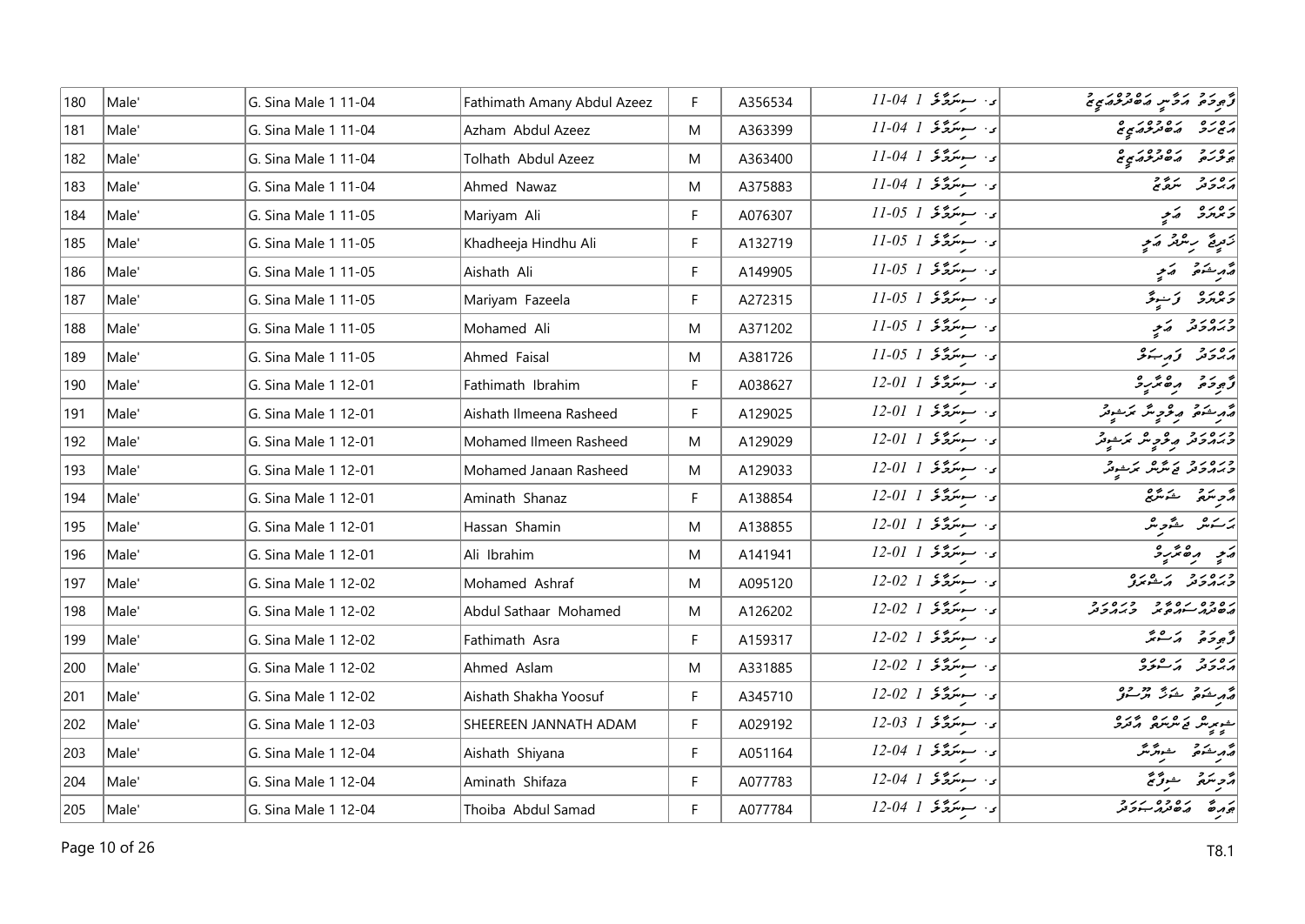| 180 | Male' | G. Sina Male 1 11-04 | Fathimath Amany Abdul Azeez | F | A356534 | ގ. ސިނަމާލެ 1 11-04 | ފާތިމަތު އަމާނީ އަބްދުލްއަޒީޒު |
|---|---|---|---|---|---|---|---|
| 181 | Male' | G. Sina Male 1 11-04 | Azham Abdul Azeez | M | A363399 | ގ. ސިނަމާލެ 1 11-04 | އަޒްހަމް އަބްދުލްއަޒީޒު |
| 182 | Male' | G. Sina Male 1 11-04 | Tolhath Abdul Azeez | M | A363400 | ގ. ސިނަމާލެ 1 11-04 | ޠަލްޙަތު އަބްދުލްއަޒީޒު |
| 183 | Male' | G. Sina Male 1 11-04 | Ahmed Nawaz | M | A375883 | ގ. ސިނަމާލެ 1 11-04 | އަޙްމަދު ނަވާޒު |
| 184 | Male' | G. Sina Male 1 11-05 | Mariyam Ali | F | A076307 | ގ. ސިނަމާލެ 1 11-05 | މަރިޔަމް ޢަލީ |
| 185 | Male' | G. Sina Male 1 11-05 | Khadheeja Hindhu Ali | F | A132719 | ގ. ސިނަމާލެ 1 11-05 | ޚަދީޖާ ހިންދު ޢަލީ |
| 186 | Male' | G. Sina Male 1 11-05 | Aishath Ali | F | A149905 | ގ. ސިނަމާލެ 1 11-05 | ޢާއިޝަތު ޢަލީ |
| 187 | Male' | G. Sina Male 1 11-05 | Mariyam Fazeela | F | A272315 | ގ. ސިނަމާލެ 1 11-05 | މަރިޔަމް ފަޒީލާ |
| 188 | Male' | G. Sina Male 1 11-05 | Mohamed Ali | M | A371202 | ގ. ސިނަމާލެ 1 11-05 | މުޙައްމަދު ޢަލީ |
| 189 | Male' | G. Sina Male 1 11-05 | Ahmed Faisal | M | A381726 | ގ. ސިނަމާލެ 1 11-05 | އަޙްމަދު ފައިސަލް |
| 190 | Male' | G. Sina Male 1 12-01 | Fathimath Ibrahim | F | A038627 | ގ. ސިނަމާލެ 1 12-01 | ފާތިމަތު އިބްރާހީމް |
| 191 | Male' | G. Sina Male 1 12-01 | Aishath Ilmeena Rasheed | F | A129025 | ގ. ސިނަމާލެ 1 12-01 | ޢާއިޝަތު އިލްމީނާ ރަޝީދު |
| 192 | Male' | G. Sina Male 1 12-01 | Mohamed Ilmeen Rasheed | M | A129029 | ގ. ސިނަމާލެ 1 12-01 | މުޙައްމަދު އިލްމީން ރަޝީދު |
| 193 | Male' | G. Sina Male 1 12-01 | Mohamed Janaan Rasheed | M | A129033 | ގ. ސިނަމާލެ 1 12-01 | މުޙައްމަދު ޖަނާން ރަޝީދު |
| 194 | Male' | G. Sina Male 1 12-01 | Aminath Shanaz | F | A138854 | ގ. ސިނަމާލެ 1 12-01 | އާމިނަތު ޝަނާޒް |
| 195 | Male' | G. Sina Male 1 12-01 | Hassan Shamin | M | A138855 | ގ. ސިނަމާލެ 1 12-01 | ހަސަން ޝާމިން |
| 196 | Male' | G. Sina Male 1 12-01 | Ali Ibrahim | M | A141941 | ގ. ސިނަމާލެ 1 12-01 | ޢަލީ އިބްރާހީމް |
| 197 | Male' | G. Sina Male 1 12-02 | Mohamed Ashraf | M | A095120 | ގ. ސިނަމާލެ 1 12-02 | މުޙައްމަދު އަޝްރަފް |
| 198 | Male' | G. Sina Male 1 12-02 | Abdul Sathaar Mohamed | M | A126202 | ގ. ސިނަމާލެ 1 12-02 | އަބްދުލްސައްތާރު މުޙައްމަދު |
| 199 | Male' | G. Sina Male 1 12-02 | Fathimath Asra | F | A159317 | ގ. ސިނަމާލެ 1 12-02 | ފާތިމަތު އަސްރާ |
| 200 | Male' | G. Sina Male 1 12-02 | Ahmed Aslam | M | A331885 | ގ. ސިނަމާލެ 1 12-02 | އަޙްމަދު އަސްލަމް |
| 201 | Male' | G. Sina Male 1 12-02 | Aishath Shakha Yoosuf | F | A345710 | ގ. ސިނަމާލެ 1 12-02 | ޢާއިޝަތު ޝަހާ ޔޫސުފު |
| 202 | Male' | G. Sina Male 1 12-03 | SHEEREEN JANNATH ADAM | F | A029192 | ގ. ސިނަމާލެ 1 12-03 | ޝީރީން ޖަންނަތު އާދަމް |
| 203 | Male' | G. Sina Male 1 12-04 | Aishath Shiyana | F | A051164 | ގ. ސިނަމާލެ 1 12-04 | ޢާއިޝަތު ޝިޔާނާ |
| 204 | Male' | G. Sina Male 1 12-04 | Aminath Shifaza | F | A077783 | ގ. ސިނަމާލެ 1 12-04 | އާމިނަތު ޝިފާޒާ |
| 205 | Male' | G. Sina Male 1 12-04 | Thoiba Abdul Samad | F | A077784 | ގ. ސިނަމާލެ 1 12-04 | ޠައިބާ އަބްދުލްސަމަދު |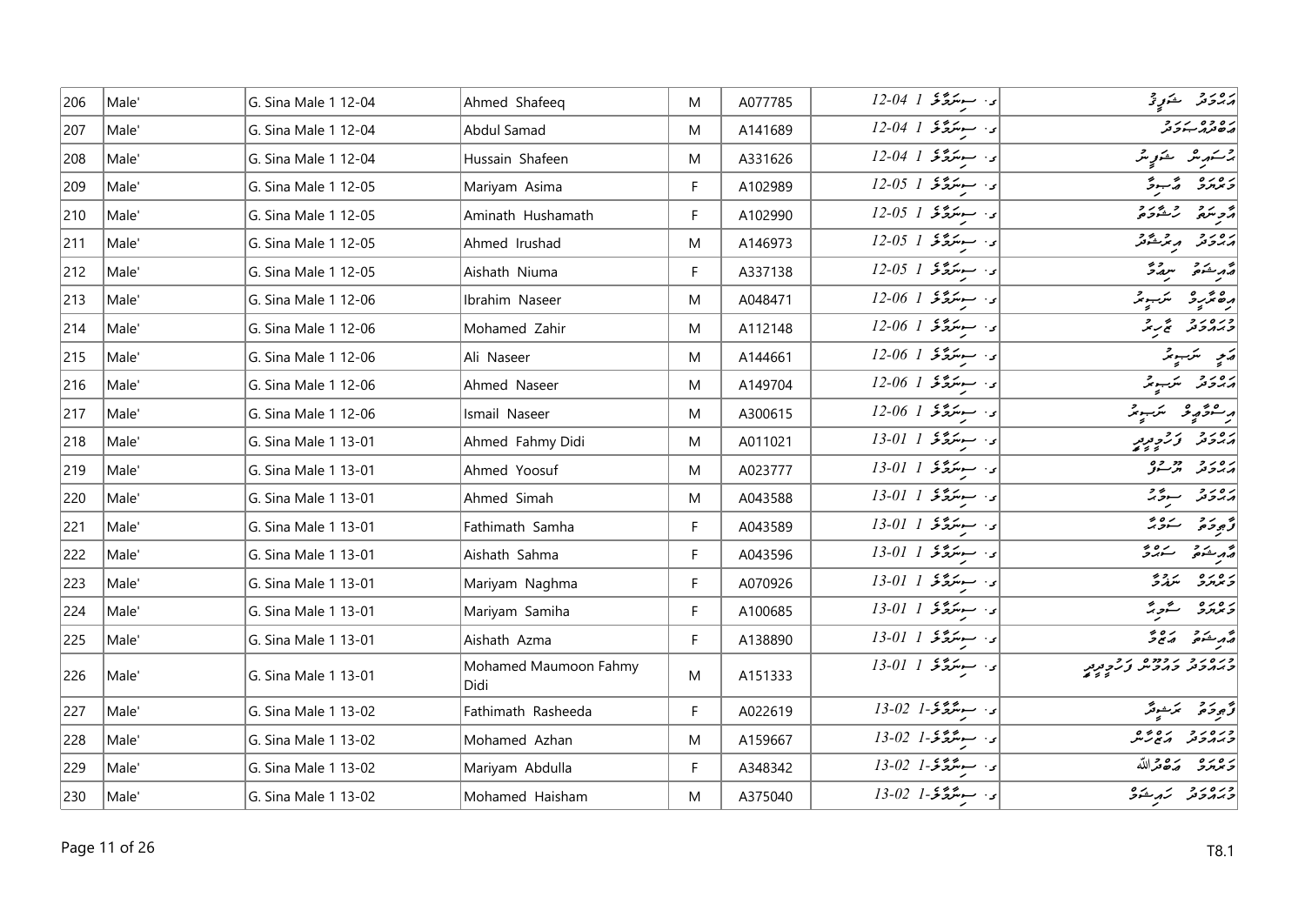| 206 | Male' | G. Sina Male 1 12-04 | Ahmed Shafeeq | M | A077785 | ގ. ސިނަމާލެ 1 12-04 | އަޙްމަދު ޝަފީޤު |
|---|---|---|---|---|---|---|---|
| 207 | Male' | G. Sina Male 1 12-04 | Abdul Samad | M | A141689 | ގ. ސިނަމާލެ 1 12-04 | އަބްދުއްސަމަދު |
| 208 | Male' | G. Sina Male 1 12-04 | Hussain Shafeen | M | A331626 | ގ. ސިނަމާލެ 1 12-04 | ޙުސައިން ޝަފީން |
| 209 | Male' | G. Sina Male 1 12-05 | Mariyam Asima | F | A102989 | ގ. ސިނަމާލެ 1 12-05 | މަރިޔަމް އާސިމާ |
| 210 | Male' | G. Sina Male 1 12-05 | Aminath Hushamath | F | A102990 | ގ. ސިނަމާލެ 1 12-05 | އާމިނަތު ހުޝާމަތު |
| 211 | Male' | G. Sina Male 1 12-05 | Ahmed Irushad | M | A146973 | ގ. ސިނަމާލެ 1 12-05 | އަޙްމަދު އިރުޝާދު |
| 212 | Male' | G. Sina Male 1 12-05 | Aishath Niuma | F | A337138 | ގ. ސިނަމާލެ 1 12-05 | އައިޝަތު ނިޢުމާ |
| 213 | Male' | G. Sina Male 1 12-06 | Ibrahim Naseer | M | A048471 | ގ. ސިނަމާލެ 1 12-06 | އިބްރާހީމް ނަސީރު |
| 214 | Male' | G. Sina Male 1 12-06 | Mohamed Zahir | M | A112148 | ގ. ސިނަމާލެ 1 12-06 | މުޙައްމަދު ޒާހިރު |
| 215 | Male' | G. Sina Male 1 12-06 | Ali Naseer | M | A144661 | ގ. ސިނަމާލެ 1 12-06 | ޢަލީ ނަސީރު |
| 216 | Male' | G. Sina Male 1 12-06 | Ahmed Naseer | M | A149704 | ގ. ސިނަމާލެ 1 12-06 | އަޙްމަދު ނަސީރު |
| 217 | Male' | G. Sina Male 1 12-06 | Ismail Naseer | M | A300615 | ގ. ސިނަމާލެ 1 12-06 | އިސްމާޢީލް ނަސީރު |
| 218 | Male' | G. Sina Male 1 13-01 | Ahmed Fahmy Didi | M | A011021 | ގ. ސިނަމާލެ 1 13-01 | އަޙްމަދު ފަހުމީދީދީ |
| 219 | Male' | G. Sina Male 1 13-01 | Ahmed Yoosuf | M | A023777 | ގ. ސިނަމާލެ 1 13-01 | އަޙްމަދު ޔޫސުފު |
| 220 | Male' | G. Sina Male 1 13-01 | Ahmed Simah | M | A043588 | ގ. ސިނަމާލެ 1 13-01 | އަޙްމަދު ސިމާހު |
| 221 | Male' | G. Sina Male 1 13-01 | Fathimath Samha | F | A043589 | ގ. ސިނަމާލެ 1 13-01 | ފާތިމަތު ސަމްހާ |
| 222 | Male' | G. Sina Male 1 13-01 | Aishath Sahma | F | A043596 | ގ. ސިނަމާލެ 1 13-01 | އައިޝަތު ސަހްމާ |
| 223 | Male' | G. Sina Male 1 13-01 | Mariyam Naghma | F | A070926 | ގ. ސިނަމާލެ 1 13-01 | މަރިޔަމް ނަޣްމާ |
| 224 | Male' | G. Sina Male 1 13-01 | Mariyam Samiha | F | A100685 | ގ. ސިނަމާލެ 1 13-01 | މަރިޔަމް ސާމިހާ |
| 225 | Male' | G. Sina Male 1 13-01 | Aishath Azma | F | A138890 | ގ. ސިނަމާލެ 1 13-01 | އައިޝަތު އަޒްމާ |
| 226 | Male' | G. Sina Male 1 13-01 | Mohamed Maumoon Fahmy Didi | M | A151333 | ގ. ސިނަމާލެ 1 13-01 | މުޙައްމަދު މައުމޫން ފަހުމީދީދީ |
| 227 | Male' | G. Sina Male 1 13-02 | Fathimath Rasheeda | F | A022619 | ގ. ސިނާމާލެ-1 13-02 | ފާތިމަތު ރަޝީދާ |
| 228 | Male' | G. Sina Male 1 13-02 | Mohamed Azhan | M | A159667 | ގ. ސިނާމާލެ-1 13-02 | މުޙައްމަދު އަޒްހާން |
| 229 | Male' | G. Sina Male 1 13-02 | Mariyam Abdulla | F | A348342 | ގ. ސިނާމާލެ-1 13-02 | މަރިޔަމް އަބްދުﷲ |
| 230 | Male' | G. Sina Male 1 13-02 | Mohamed Haisham | M | A375040 | ގ. ސިނާމާލެ-1 13-02 | މުޙައްމަދު ހައިޝަމް |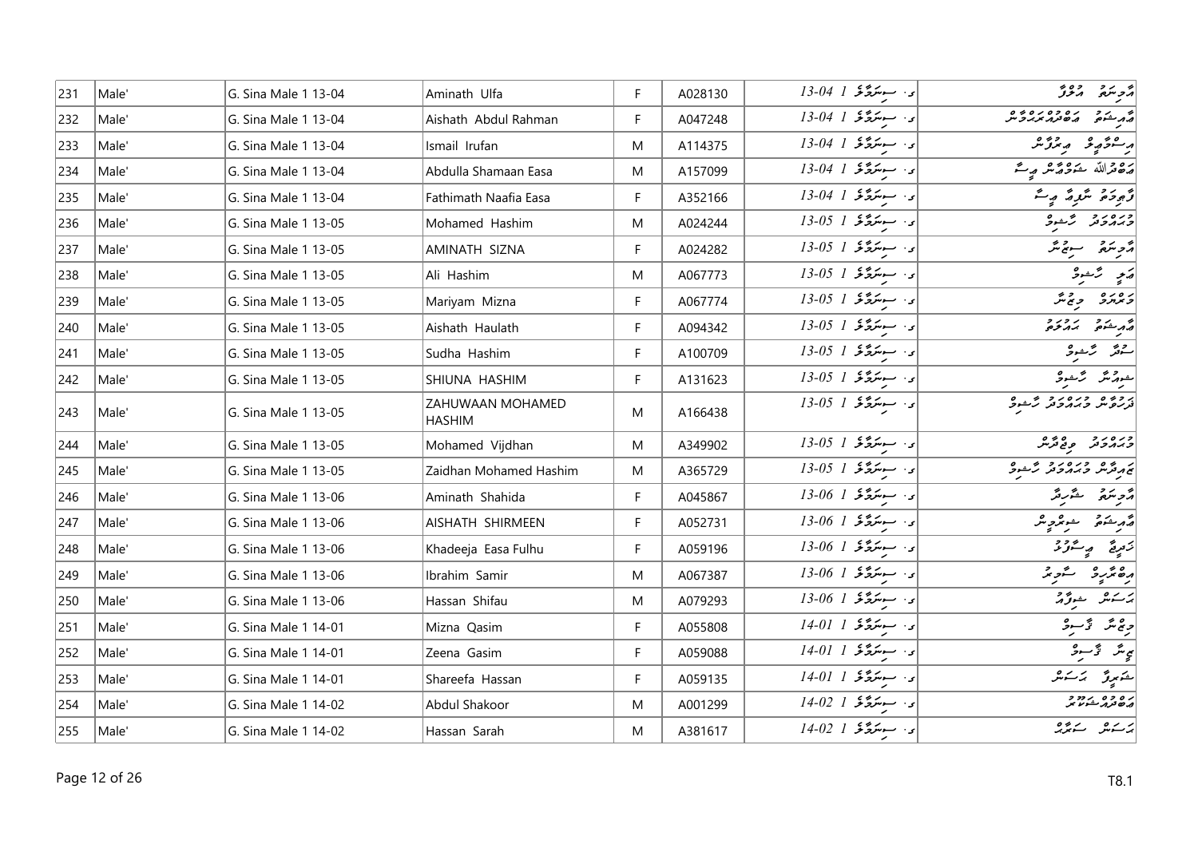| 231 | Male' | G. Sina Male 1 13-04 | Aminath Ulfa | F | A028130 | ގ. ސިނަމާލެ 1 13-04 | އާމިނަތު އުލްފާ |
|---|---|---|---|---|---|---|---|
| 232 | Male' | G. Sina Male 1 13-04 | Aishath Abdul Rahman | F | A047248 | ގ. ސިނަމާލެ 1 13-04 | އާއިޝަތު އަބްދުއްރަހްމާން |
| 233 | Male' | G. Sina Male 1 13-04 | Ismail Irufan | M | A114375 | ގ. ސިނަމާލެ 1 13-04 | އިސްމާއިލް އިރުފާން |
| 234 | Male' | G. Sina Male 1 13-04 | Abdulla Shamaan Easa | M | A157099 | ގ. ސިނަމާލެ 1 13-04 | އަބްދުﷲ ޝަމްއާން ޢީސާ |
| 235 | Male' | G. Sina Male 1 13-04 | Fathimath Naafia Easa | F | A352166 | ގ. ސިނަމާލެ 1 13-04 | ފާތިމަތު ނާފިއާ ޢީސާ |
| 236 | Male' | G. Sina Male 1 13-05 | Mohamed Hashim | M | A024244 | ގ. ސިނަމާލެ 1 13-05 | މުހައްމަދު ހާޝިމް |
| 237 | Male' | G. Sina Male 1 13-05 | AMINATH SIZNA | F | A024282 | ގ. ސިނަމާލެ 1 13-05 | އާމިނަތު ސިޒްނާ |
| 238 | Male' | G. Sina Male 1 13-05 | Ali Hashim | M | A067773 | ގ. ސިނަމާލެ 1 13-05 | އަލި ހާޝިމް |
| 239 | Male' | G. Sina Male 1 13-05 | Mariyam Mizna | F | A067774 | ގ. ސިނަމާލެ 1 13-05 | މަރިޔަމް މިޒްނާ |
| 240 | Male' | G. Sina Male 1 13-05 | Aishath Haulath | F | A094342 | ގ. ސިނަމާލެ 1 13-05 | އާއިޝަތު ހައުލަތު |
| 241 | Male' | G. Sina Male 1 13-05 | Sudha Hashim | F | A100709 | ގ. ސިނަމާލެ 1 13-05 | ސުދާ ހާޝިމް |
| 242 | Male' | G. Sina Male 1 13-05 | SHIUNA HASHIM | F | A131623 | ގ. ސިނަމާލެ 1 13-05 | ޝިއުނާ ހާޝިމް |
| 243 | Male' | G. Sina Male 1 13-05 | ZAHUWAAN MOHAMED HASHIM | M | A166438 | ގ. ސިނަމާލެ 1 13-05 | ޒަހުވާން މުހައްމަދު ހާޝިމް |
| 244 | Male' | G. Sina Male 1 13-05 | Mohamed Vijdhan | M | A349902 | ގ. ސިނަމާލެ 1 13-05 | މުހައްމަދު ވިޖްދާން |
| 245 | Male' | G. Sina Male 1 13-05 | Zaidhan Mohamed Hashim | M | A365729 | ގ. ސިނަމާލެ 1 13-05 | ޒައިދާން މުހައްމަދު ހާޝިމް |
| 246 | Male' | G. Sina Male 1 13-06 | Aminath Shahida | F | A045867 | ގ. ސިނަމާލެ 1 13-06 | އާމިނަތު ޝާހިދާ |
| 247 | Male' | G. Sina Male 1 13-06 | AISHATH SHIRMEEN | F | A052731 | ގ. ސިނަމާލެ 1 13-06 | އާއިޝަތު ޝިރުމީން |
| 248 | Male' | G. Sina Male 1 13-06 | Khadeeja Easa Fulhu | F | A059196 | ގ. ސިނަމާލެ 1 13-06 | ޚަދީޖާ ޢީސާފުޅު |
| 249 | Male' | G. Sina Male 1 13-06 | Ibrahim Samir | M | A067387 | ގ. ސިނަމާލެ 1 13-06 | އިބްރާހީމް ސާމިރު |
| 250 | Male' | G. Sina Male 1 13-06 | Hassan Shifau | M | A079293 | ގ. ސިނަމާލެ 1 13-06 | ހަސަން ޝިފާއު |
| 251 | Male' | G. Sina Male 1 14-01 | Mizna Qasim | F | A055808 | ގ. ސިނަމާލެ 1 14-01 | މިޒްނާ ޤާސިމް |
| 252 | Male' | G. Sina Male 1 14-01 | Zeena Gasim | F | A059088 | ގ. ސިނަމާލެ 1 14-01 | ޒީނާ ޤާސިމް |
| 253 | Male' | G. Sina Male 1 14-01 | Shareefa Hassan | F | A059135 | ގ. ސިނަމާލެ 1 14-01 | ޝަރީފާ ހަސަން |
| 254 | Male' | G. Sina Male 1 14-02 | Abdul Shakoor | M | A001299 | ގ. ސިނަމާލެ 1 14-02 | އަބްދުލްޝަކޫރު |
| 255 | Male' | G. Sina Male 1 14-02 | Hassan Sarah | M | A381617 | ގ. ސިނަމާލެ 1 14-02 | ހަސަން ސަރާހް |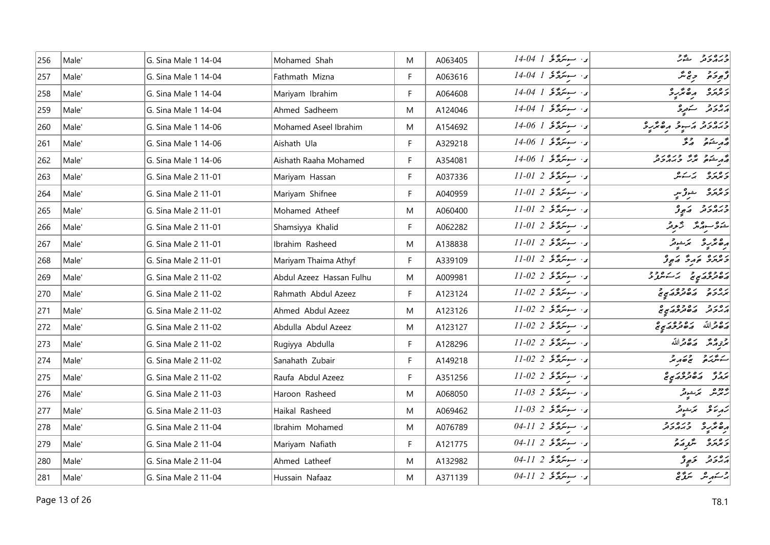| 256 | Male' | G. Sina Male 1 14-04 | Mohamed Shah | M | A063405 | ގ. ސިނަމާލެ 1 14-04 | މުހައްމަދު ޝާހް |
|---|---|---|---|---|---|---|---|
| 257 | Male' | G. Sina Male 1 14-04 | Fathmath Mizna | F | A063616 | ގ. ސިނަމާލެ 1 14-04 | ފާތިމަތު މިޒްނާ |
| 258 | Male' | G. Sina Male 1 14-04 | Mariyam Ibrahim | F | A064608 | ގ. ސިނަމާލެ 1 14-04 | މަރިޔަމް އިބްރާހީމް |
| 259 | Male' | G. Sina Male 1 14-04 | Ahmed Sadheem | M | A124046 | ގ. ސިނަމާލެ 1 14-04 | އަހްމަދު ސަދީމް |
| 260 | Male' | G. Sina Male 1 14-06 | Mohamed Aseel Ibrahim | M | A154692 | ގ. ސިނަމާލެ 1 14-06 | މުހައްމަދު އަސީލް އިބްރާހީމް |
| 261 | Male' | G. Sina Male 1 14-06 | Aishath Ula | F | A329218 | ގ. ސިނަމާލެ 1 14-06 | އާއިޝަތު އުލާ |
| 262 | Male' | G. Sina Male 1 14-06 | Aishath Raaha Mohamed | F | A354081 | ގ. ސިނަމާލެ 1 14-06 | އާއިޝަތު ރާހާ މުހައްމަދު |
| 263 | Male' | G. Sina Male 2 11-01 | Mariyam Hassan | F | A037336 | ގ. ސިނަމާލެ 2 11-01 | މަރިޔަމް ހަސަން |
| 264 | Male' | G. Sina Male 2 11-01 | Mariyam Shifnee | F | A040959 | ގ. ސިނަމާލެ 2 11-01 | މަރިޔަމް ޝިފްނީ |
| 265 | Male' | G. Sina Male 2 11-01 | Mohamed Atheef | M | A060400 | ގ. ސިނަމާލެ 2 11-01 | މުހައްމަދު އަތީފް |
| 266 | Male' | G. Sina Male 2 11-01 | Shamsiyya Khalid | F | A062282 | ގ. ސިނަމާލެ 2 11-01 | ޝަމްސިއްޔާ ޚާލިދު |
| 267 | Male' | G. Sina Male 2 11-01 | Ibrahim Rasheed | M | A138838 | ގ. ސިނަމާލެ 2 11-01 | އިބްރާހީމް ރަޝީދު |
| 268 | Male' | G. Sina Male 2 11-01 | Mariyam Thaima Athyf | F | A339109 | ގ. ސިނަމާލެ 2 11-01 | މަރިޔަމް ތައިމާ އަތީފް |
| 269 | Male' | G. Sina Male 2 11-02 | Abdul Azeez Hassan Fulhu | M | A009981 | ގ. ސިނަމާލެ 2 11-02 | އަބްދުލްއަޒީޒް ހަސަންފުޅު |
| 270 | Male' | G. Sina Male 2 11-02 | Rahmath Abdul Azeez | F | A123124 | ގ. ސިނަމާލެ 2 11-02 | ރަހްމަތު އަބްދުލްއަޒީޒް |
| 271 | Male' | G. Sina Male 2 11-02 | Ahmed Abdul Azeez | M | A123126 | ގ. ސިނަމާލެ 2 11-02 | އަހްމަދު އަބްދުލްއަޒީޒް |
| 272 | Male' | G. Sina Male 2 11-02 | Abdulla Abdul Azeez | M | A123127 | ގ. ސިނަމާލެ 2 11-02 | އަބްދުاللهُ އަބްދުލްއަޒީޒް |
| 273 | Male' | G. Sina Male 2 11-02 | Rugiyya Abdulla | F | A128296 | ގ. ސިނަމާލެ 2 11-02 | ރުޤިއްޔާ އަބްދުالله |
| 274 | Male' | G. Sina Male 2 11-02 | Sanahath Zubair | F | A149218 | ގ. ސިނަމާލެ 2 11-02 | ސަނަހަތު ޒުބައިރު |
| 275 | Male' | G. Sina Male 2 11-02 | Raufa Abdul Azeez | F | A351256 | ގ. ސިނަމާލެ 2 11-02 | ރައުފާ އަބްދުލްއަޒީޒް |
| 276 | Male' | G. Sina Male 2 11-03 | Haroon Rasheed | M | A068050 | ގ. ސިނަމާލެ 2 11-03 | ހާރޫން ރަޝީދު |
| 277 | Male' | G. Sina Male 2 11-03 | Haikal Rasheed | M | A069462 | ގ. ސިނަމާލެ 2 11-03 | ހައިކަލް ރަޝީދު |
| 278 | Male' | G. Sina Male 2 11-04 | Ibrahim Mohamed | M | A076789 | ގ. ސިނަމާލެ 2 11-04 | އިބްރާހީމް މުހައްމަދު |
| 279 | Male' | G. Sina Male 2 11-04 | Mariyam Nafiath | F | A121775 | ގ. ސިނަމާލެ 2 11-04 | މަރިޔަމް ނާފިޢަތު |
| 280 | Male' | G. Sina Male 2 11-04 | Ahmed Latheef | M | A132982 | ގ. ސިނަމާލެ 2 11-04 | އަހްމަދު ލަތީފް |
| 281 | Male' | G. Sina Male 2 11-04 | Hussain Nafaaz | M | A371139 | ގ. ސިނަމާލެ 2 11-04 | ހުސައިން ނަފާޒް |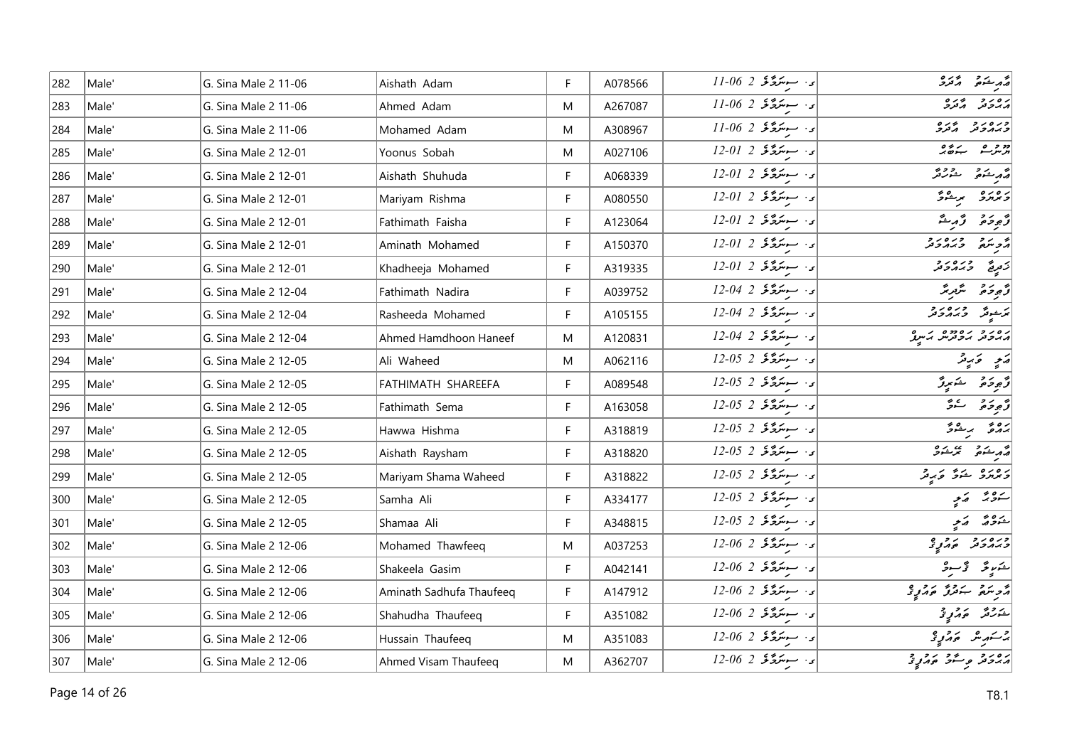| 282 | Male' | G. Sina Male 2 11-06 | Aishath Adam | F | A078566 | ގ. ސިނަމާލެ 2 11-06 | އައިޝަތު އާދަމް |
|---|---|---|---|---|---|---|---|
| 283 | Male' | G. Sina Male 2 11-06 | Ahmed Adam | M | A267087 | ގ. ސިނަމާލެ 2 11-06 | އަހުމަދު އާދަމް |
| 284 | Male' | G. Sina Male 2 11-06 | Mohamed Adam | M | A308967 | ގ. ސިނަމާލެ 2 11-06 | މުހައްމަދު އާދަމް |
| 285 | Male' | G. Sina Male 2 12-01 | Yoonus Sobah | M | A027106 | ގ. ސިނަމާލެ 2 12-01 | ޔޫނުސް ސަބާހް |
| 286 | Male' | G. Sina Male 2 12-01 | Aishath Shuhuda | F | A068339 | ގ. ސިނަމާލެ 2 12-01 | އައިޝަތު ޝުހުދާ |
| 287 | Male' | G. Sina Male 2 12-01 | Mariyam Rishma | F | A080550 | ގ. ސިނަމާލެ 2 12-01 | މަރިޔަމް ރިޝްމާ |
| 288 | Male' | G. Sina Male 2 12-01 | Fathimath Faisha | F | A123064 | ގ. ސިނަމާލެ 2 12-01 | ފާތިމަތު ފާއިޝާ |
| 289 | Male' | G. Sina Male 2 12-01 | Aminath Mohamed | F | A150370 | ގ. ސިނަމާލެ 2 12-01 | އާމިނަތު މުހައްމަދު |
| 290 | Male' | G. Sina Male 2 12-01 | Khadheeja Mohamed | F | A319335 | ގ. ސިނަމާލެ 2 12-01 | ޚަދީޖާ މުހައްމަދު |
| 291 | Male' | G. Sina Male 2 12-04 | Fathimath Nadira | F | A039752 | ގ. ސިނަމާލެ 2 12-04 | ފާތިމަތު ނާދިރާ |
| 292 | Male' | G. Sina Male 2 12-04 | Rasheeda Mohamed | F | A105155 | ގ. ސިނަމާލެ 2 12-04 | ރަޝީދާ މުހައްމަދު |
| 293 | Male' | G. Sina Male 2 12-04 | Ahmed Hamdhoon Haneef | M | A120831 | ގ. ސިނަމާލެ 2 12-04 | އަހުމަދު ހަމްދޫން ހަނީފް |
| 294 | Male' | G. Sina Male 2 12-05 | Ali Waheed | M | A062116 | ގ. ސިނަމާލެ 2 12-05 | އަލި ވަހީދު |
| 295 | Male' | G. Sina Male 2 12-05 | FATHIMATH SHAREEFA | F | A089548 | ގ. ސިނަމާލެ 2 12-05 | ފާތިމަތު ޝަރީފާ |
| 296 | Male' | G. Sina Male 2 12-05 | Fathimath Sema | F | A163058 | ގ. ސިނަމާލެ 2 12-05 | ފާތިމަތު ސީމާ |
| 297 | Male' | G. Sina Male 2 12-05 | Hawwa Hishma | F | A318819 | ގ. ސިނަމާލެ 2 12-05 | ހައްވާ ހިޝްމާ |
| 298 | Male' | G. Sina Male 2 12-05 | Aishath Raysham | F | A318820 | ގ. ސިނަމާލެ 2 12-05 | އައިޝަތު ރޭޝަމް |
| 299 | Male' | G. Sina Male 2 12-05 | Mariyam Shama Waheed | F | A318822 | ގ. ސިނަމާލެ 2 12-05 | މަރިޔަމް ޝަމާ ވަހީދު |
| 300 | Male' | G. Sina Male 2 12-05 | Samha Ali | F | A334177 | ގ. ސިނަމާލެ 2 12-05 | ސަމްހާ އަލި |
| 301 | Male' | G. Sina Male 2 12-05 | Shamaa Ali | F | A348815 | ގ. ސިނަމާލެ 2 12-05 | ޝަމާއު އަލި |
| 302 | Male' | G. Sina Male 2 12-06 | Mohamed Thawfeeq | M | A037253 | ގ. ސިނަމާލެ 2 12-06 | މުހައްމަދު ތައުފީޤު |
| 303 | Male' | G. Sina Male 2 12-06 | Shakeela Gasim | F | A042141 | ގ. ސިނަމާލެ 2 12-06 | ޝަކީލާ ޤާސިމް |
| 304 | Male' | G. Sina Male 2 12-06 | Aminath Sadhufa Thaufeeq | F | A147912 | ގ. ސިނަމާލެ 2 12-06 | އާމިނަތު ސަދުފާ ތައުފީޤު |
| 305 | Male' | G. Sina Male 2 12-06 | Shahudha Thaufeeq | F | A351082 | ގ. ސިނަމާލެ 2 12-06 | ޝަހުދާ ތައުފީޤު |
| 306 | Male' | G. Sina Male 2 12-06 | Hussain Thaufeeq | M | A351083 | ގ. ސިނަމާލެ 2 12-06 | ހުސައިން ތައުފީޤު |
| 307 | Male' | G. Sina Male 2 12-06 | Ahmed Visam Thaufeeq | M | A362707 | ގ. ސިނަމާލެ 2 12-06 | އަހުމަދު ވިސާމް ތައުފީޤު |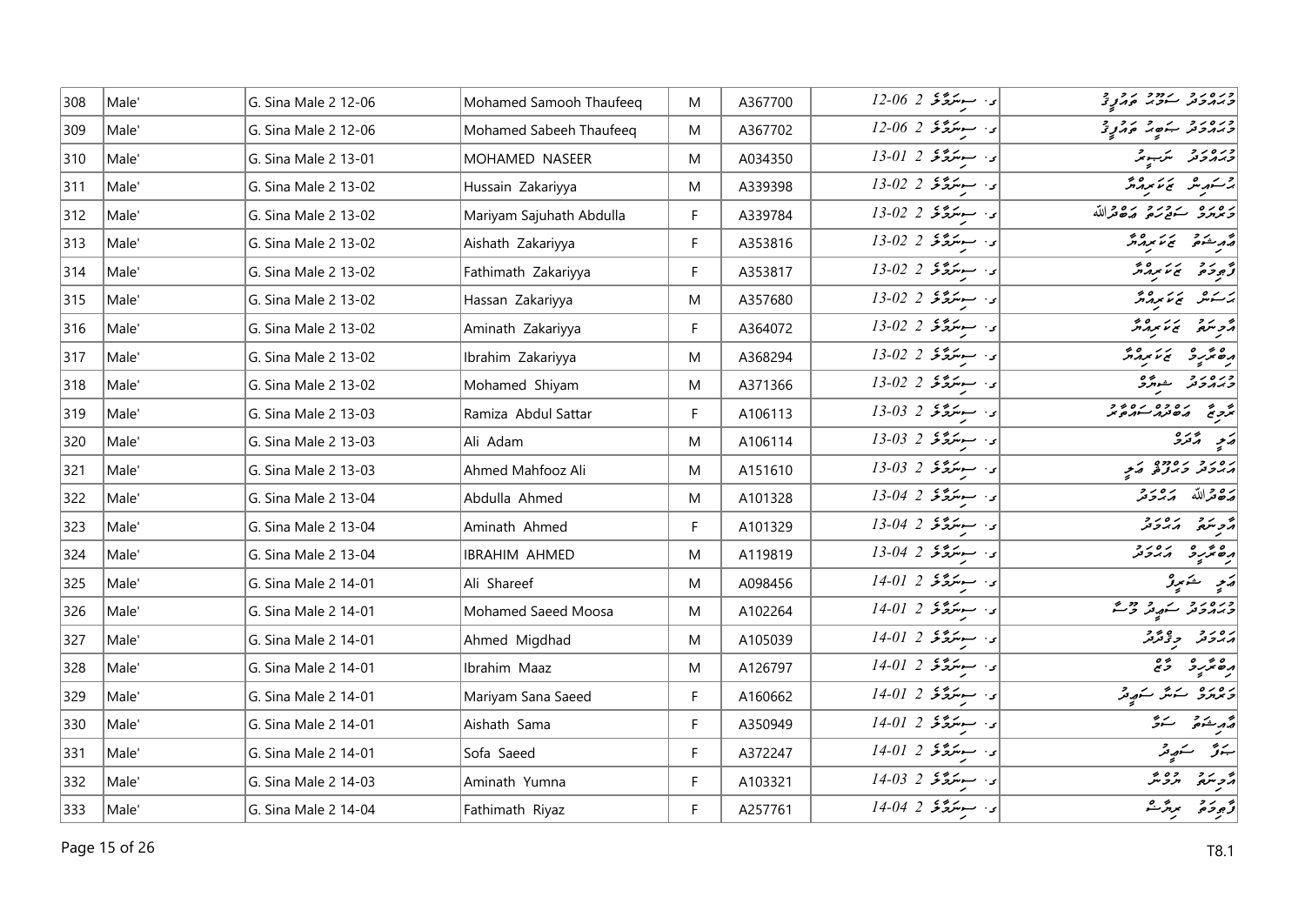| 308 | Male' | G. Sina Male 2 12-06 | Mohamed Samooh Thaufeeq | M | A367700 | ގ. ސިނަމާލެ 2 12-06 | މުޙައްމަދު ސަމޫޙް ތައުފީޤު |
|---|---|---|---|---|---|---|---|
| 309 | Male' | G. Sina Male 2 12-06 | Mohamed Sabeeh Thaufeeq | M | A367702 | ގ. ސިނަމާލެ 2 12-06 | މުޙައްމަދު ސަބީޙް ތައުފީޤު |
| 310 | Male' | G. Sina Male 2 13-01 | MOHAMED NASEER | M | A034350 | ގ. ސިނަމާލެ 2 13-01 | މުޙައްމަދު ނަސީރު |
| 311 | Male' | G. Sina Male 2 13-02 | Hussain Zakariyya | M | A339398 | ގ. ސިނަމާލެ 2 13-02 | ހުސައިން ޒަކަރިއްޔާ |
| 312 | Male' | G. Sina Male 2 13-02 | Mariyam Sajuhath Abdulla | F | A339784 | ގ. ސިނަމާލެ 2 13-02 | މަރިޔަމް ސަޖުހަތު އަބްދުﷲ |
| 313 | Male' | G. Sina Male 2 13-02 | Aishath Zakariyya | F | A353816 | ގ. ސިނަމާލެ 2 13-02 | އާއިޝަތު ޒަކަރިއްޔާ |
| 314 | Male' | G. Sina Male 2 13-02 | Fathimath Zakariyya | F | A353817 | ގ. ސިނަމާލެ 2 13-02 | ފާތިމަތު ޒަކަރިއްޔާ |
| 315 | Male' | G. Sina Male 2 13-02 | Hassan Zakariyya | M | A357680 | ގ. ސިނަމާލެ 2 13-02 | ހަސަން ޒަކަރިއްޔާ |
| 316 | Male' | G. Sina Male 2 13-02 | Aminath Zakariyya | F | A364072 | ގ. ސިނަމާލެ 2 13-02 | އާމިނަތު ޒަކަރިއްޔާ |
| 317 | Male' | G. Sina Male 2 13-02 | Ibrahim Zakariyya | M | A368294 | ގ. ސިނަމާލެ 2 13-02 | އިބްރާހީމް ޒަކަރިއްޔާ |
| 318 | Male' | G. Sina Male 2 13-02 | Mohamed Shiyam | M | A371366 | ގ. ސިނަމާލެ 2 13-02 | މުޙައްމަދު ޝިޔާމް |
| 319 | Male' | G. Sina Male 2 13-03 | Ramiza Abdul Sattar | F | A106113 | ގ. ސިނަމާލެ 2 13-03 | ރާމިޒާ އަބްދުއްސައްތާރު |
| 320 | Male' | G. Sina Male 2 13-03 | Ali Adam | M | A106114 | ގ. ސިނަމާލެ 2 13-03 | އަލި އާދަމް |
| 321 | Male' | G. Sina Male 2 13-03 | Ahmed Mahfooz Ali | M | A151610 | ގ. ސިނަމާލެ 2 13-03 | އަޙްމަދު މަޙްފޫޡު އަލި |
| 322 | Male' | G. Sina Male 2 13-04 | Abdulla Ahmed | M | A101328 | ގ. ސިނަމާލެ 2 13-04 | އަބްދުﷲ އަޙްމަދު |
| 323 | Male' | G. Sina Male 2 13-04 | Aminath Ahmed | F | A101329 | ގ. ސިނަމާލެ 2 13-04 | އާމިނަތު އަޙްމަދު |
| 324 | Male' | G. Sina Male 2 13-04 | IBRAHIM AHMED | M | A119819 | ގ. ސިނަމާލެ 2 13-04 | އިބްރާހީމް އަޙްމަދު |
| 325 | Male' | G. Sina Male 2 14-01 | Ali Shareef | M | A098456 | ގ. ސިނަމާލެ 2 14-01 | އަލި ޝަރީފު |
| 326 | Male' | G. Sina Male 2 14-01 | Mohamed Saeed Moosa | M | A102264 | ގ. ސިނަމާލެ 2 14-01 | މުޙައްމަދު ސަޢީދު މޫސާ |
| 327 | Male' | G. Sina Male 2 14-01 | Ahmed Migdhad | M | A105039 | ގ. ސިނަމާލެ 2 14-01 | އަޙްމަދު މިގްދާދު |
| 328 | Male' | G. Sina Male 2 14-01 | Ibrahim Maaz | M | A126797 | ގ. ސިނަމާލެ 2 14-01 | އިބްރާހީމް މާޒް |
| 329 | Male' | G. Sina Male 2 14-01 | Mariyam Sana Saeed | F | A160662 | ގ. ސިނަމާލެ 2 14-01 | މަރިޔަމް ސަނާ ސަޢީދު |
| 330 | Male' | G. Sina Male 2 14-01 | Aishath Sama | F | A350949 | ގ. ސިނަމާލެ 2 14-01 | އާއިޝަތު ސަމާ |
| 331 | Male' | G. Sina Male 2 14-01 | Sofa Saeed | F | A372247 | ގ. ސިނަމާލެ 2 14-01 | ސޯފާ ސަޢީދު |
| 332 | Male' | G. Sina Male 2 14-03 | Aminath Yumna | F | A103321 | ގ. ސިނަމާލެ 2 14-03 | އާމިނަތު ޔުމްނާ |
| 333 | Male' | G. Sina Male 2 14-04 | Fathimath Riyaz | F | A257761 | ގ. ސިނަމާލެ 2 14-04 | ފާތިމަތު ރިޔާޒް |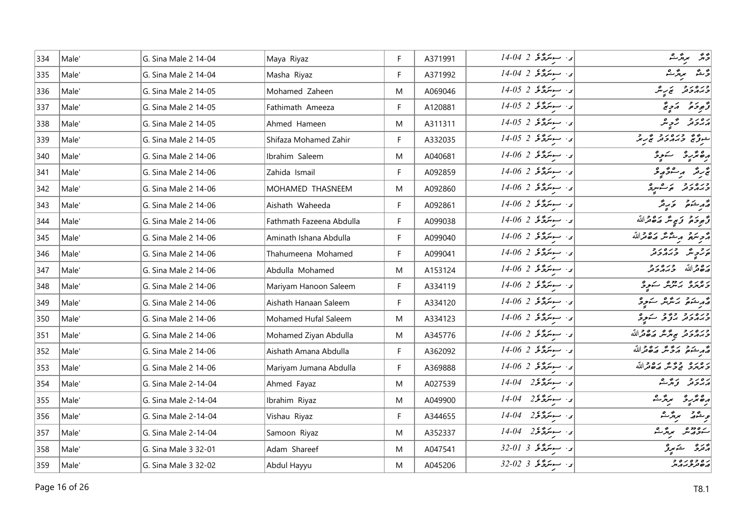| 334 | Male' | G. Sina Male 2 14-04 | Maya Riyaz | F | A371991 | ގ. ސިނަމާލެ 2 14-04 | މާޔާ ރިޔާޒް |
|---|---|---|---|---|---|---|---|
| 335 | Male' | G. Sina Male 2 14-04 | Masha Riyaz | F | A371992 | ގ. ސިނަމާލެ 2 14-04 | މާޝާ ރިޔާޒް |
| 336 | Male' | G. Sina Male 2 14-05 | Mohamed Zaheen | M | A069046 | ގ. ސިނަމާލެ 2 14-05 | މުޙައްމަދު ޒަހީން |
| 337 | Male' | G. Sina Male 2 14-05 | Fathimath Ameeza | F | A120881 | ގ. ސިނަމާލެ 2 14-05 | ފާތިމަތު އަމީޒާ |
| 338 | Male' | G. Sina Male 2 14-05 | Ahmed Hameen | M | A311311 | ގ. ސިނަމާލެ 2 14-05 | އަޙްމަދު ހާމީން |
| 339 | Male' | G. Sina Male 2 14-05 | Shifaza Mohamed Zahir | F | A332035 | ގ. ސިނަމާލެ 2 14-05 | ޝިފާޒާ މުޙައްމަދު ޒާހިރު |
| 340 | Male' | G. Sina Male 2 14-06 | Ibrahim Saleem | M | A040681 | ގ. ސިނަމާލެ 2 14-06 | އިބްރާހިމް ސަލީމް |
| 341 | Male' | G. Sina Male 2 14-06 | Zahida Ismail | F | A092859 | ގ. ސިނަމާލެ 2 14-06 | ޒާހިދާ އިސްމާއިލް |
| 342 | Male' | G. Sina Male 2 14-06 | MOHAMED THASNEEM | M | A092860 | ގ. ސިނަމާލެ 2 14-06 | މުޙައްމަދު ތަސްނީމް |
| 343 | Male' | G. Sina Male 2 14-06 | Aishath Waheeda | F | A092861 | ގ. ސިނަމާލެ 2 14-06 | އާއިޝަތު ވަހީދާ |
| 344 | Male' | G. Sina Male 2 14-06 | Fathmath Fazeena Abdulla | F | A099038 | ގ. ސިނަމާލެ 2 14-06 | ފާތިމަތު ފަޒީނާ އަބްދުﷲ |
| 345 | Male' | G. Sina Male 2 14-06 | Aminath Ishana Abdulla | F | A099040 | ގ. ސިނަމާލެ 2 14-06 | އާމިނަތު އިޝާނާ އަބްދުﷲ |
| 346 | Male' | G. Sina Male 2 14-06 | Thahumeena Mohamed | F | A099041 | ގ. ސިނަމާލެ 2 14-06 | ތަހުމީނާ މުޙައްމަދު |
| 347 | Male' | G. Sina Male 2 14-06 | Abdulla Mohamed | M | A153124 | ގ. ސިނަމާލެ 2 14-06 | އަބްދުﷲ މުޙައްމަދު |
| 348 | Male' | G. Sina Male 2 14-06 | Mariyam Hanoon Saleem | F | A334119 | ގ. ސިނަމާލެ 2 14-06 | މަރިޔަމް ހަނޫން ސަލީމް |
| 349 | Male' | G. Sina Male 2 14-06 | Aishath Hanaan Saleem | F | A334120 | ގ. ސިނަމާލެ 2 14-06 | އާއިޝަތު ހަނާން ސަލީމް |
| 350 | Male' | G. Sina Male 2 14-06 | Mohamed Hufal Saleem | M | A334123 | ގ. ސިނަމާލެ 2 14-06 | މުޙައްމަދު ހުފާލް ސަލީމް |
| 351 | Male' | G. Sina Male 2 14-06 | Mohamed Ziyan Abdulla | M | A345776 | ގ. ސިނަމާލެ 2 14-06 | މުޙައްމަދު ޒިޔާން އަބްދުﷲ |
| 352 | Male' | G. Sina Male 2 14-06 | Aishath Amana Abdulla | F | A362092 | ގ. ސިނަމާލެ 2 14-06 | އާއިޝަތު އަމާނާ އަބްދުﷲ |
| 353 | Male' | G. Sina Male 2 14-06 | Mariyam Jumana Abdulla | F | A369888 | ގ. ސިނަމާލެ 2 14-06 | މަރިޔަމް ޖުމާނާ އަބްދުﷲ |
| 354 | Male' | G. Sina Male 2-14-04 | Ahmed Fayaz | M | A027539 | ގ. ސިނަމާލެ2 14-04 | އަޙްމަދު ފައްޔާޒް |
| 355 | Male' | G. Sina Male 2-14-04 | Ibrahim Riyaz | M | A049900 | ގ. ސިނަމާލެ2 14-04 | އިބްރާހިމް ރިޔާޒް |
| 356 | Male' | G. Sina Male 2-14-04 | Vishau Riyaz | F | A344655 | ގ. ސިނަމާލެ2 14-04 | ވިޝާއު ރިޔާޒް |
| 357 | Male' | G. Sina Male 2-14-04 | Samoon Riyaz | M | A352337 | ގ. ސިނަމާލެ2 14-04 | ސަމޫން ރިޔާޒް |
| 358 | Male' | G. Sina Male 3 32-01 | Adam Shareef | M | A047541 | ގ. ސިނަމާލެ 3 32-01 | އާދަމް ޝަރީފް |
| 359 | Male' | G. Sina Male 3 32-02 | Abdul Hayyu | M | A045206 | ގ. ސިނަމާލެ 3 32-02 | އަބްދުލްހައްޔު |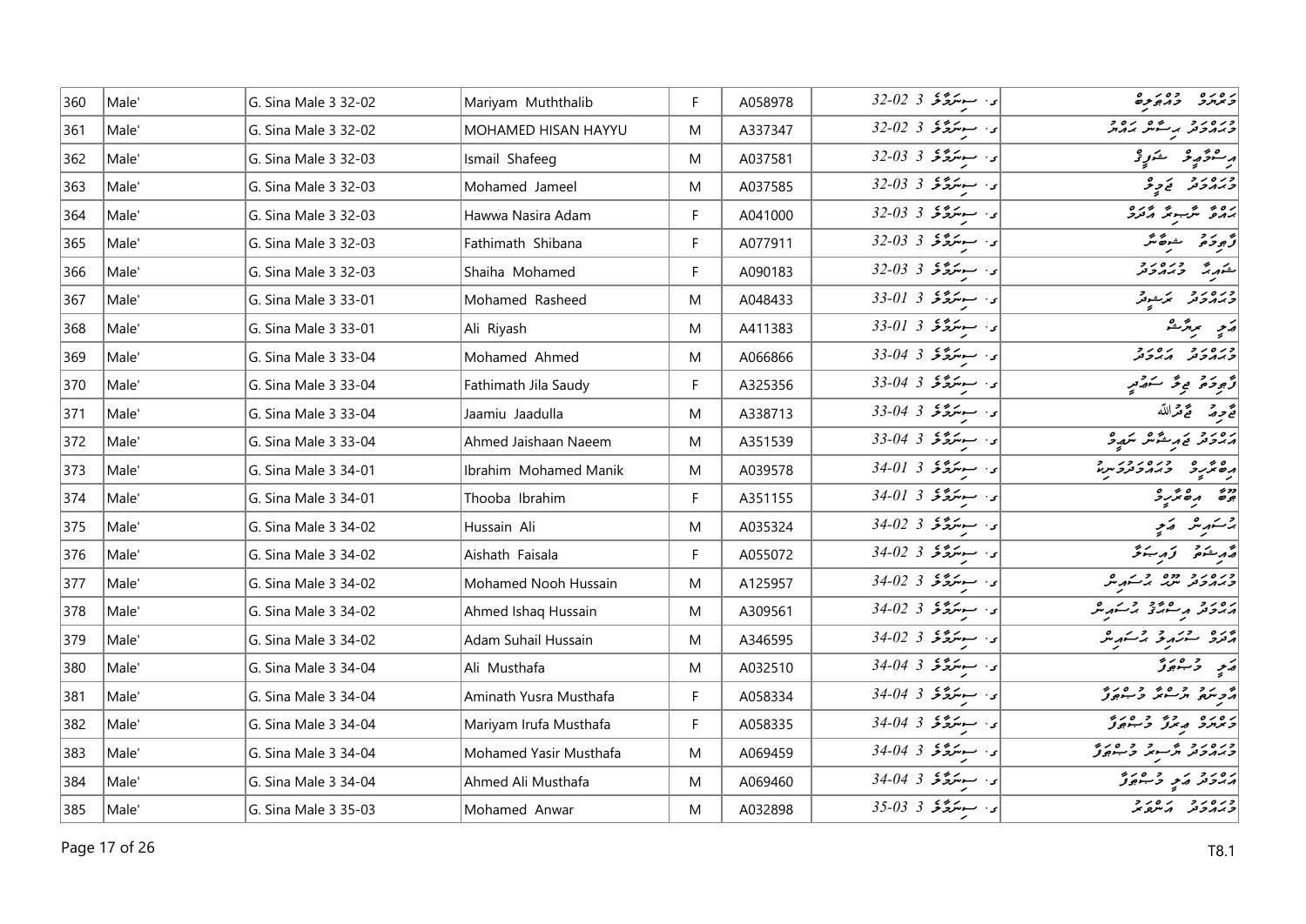| 360 | Male' | G. Sina Male 3 32-02 | Mariyam Muththalib | F | A058978 | ގ. ސިނަމާލެ 3 32-02 | މަރިޔަމް މުއްތަލިބު |
|---|---|---|---|---|---|---|---|
| 361 | Male' | G. Sina Male 3 32-02 | MOHAMED HISAN HAYYU | M | A337347 | ގ. ސިނަމާލެ 3 32-02 | މުހައްމަދު ހިސާން ހައްޔު |
| 362 | Male' | G. Sina Male 3 32-03 | Ismail Shafeeg | M | A037581 | ގ. ސިނަމާލެ 3 32-03 | އިސްމާއީލް ޝަފީގު |
| 363 | Male' | G. Sina Male 3 32-03 | Mohamed Jameel | M | A037585 | ގ. ސިނަމާލެ 3 32-03 | މުހައްމަދު ޖަމީލް |
| 364 | Male' | G. Sina Male 3 32-03 | Hawwa Nasira Adam | F | A041000 | ގ. ސިނަމާލެ 3 32-03 | ހައްވާ ނާސިރާ އާދަމް |
| 365 | Male' | G. Sina Male 3 32-03 | Fathimath Shibana | F | A077911 | ގ. ސިނަމާލެ 3 32-03 | ފާތިމަތު ޝިބާނާ |
| 366 | Male' | G. Sina Male 3 32-03 | Shaiha Mohamed | F | A090183 | ގ. ސިނަމާލެ 3 32-03 | ޝައިހާ މުހައްމަދު |
| 367 | Male' | G. Sina Male 3 33-01 | Mohamed Rasheed | M | A048433 | ގ. ސިނަމާލެ 3 33-01 | މުހައްމަދު ރަޝީދު |
| 368 | Male' | G. Sina Male 3 33-01 | Ali Riyash | M | A411383 | ގ. ސިނަމާލެ 3 33-01 | އަލި ރިޔާޝް |
| 369 | Male' | G. Sina Male 3 33-04 | Mohamed Ahmed | M | A066866 | ގ. ސިނަމާލެ 3 33-04 | މުހައްމަދު އަހްމަދު |
| 370 | Male' | G. Sina Male 3 33-04 | Fathimath Jila Saudy | F | A325356 | ގ. ސިނަމާލެ 3 33-04 | ފާތިމަތު ޖިލާ ސައުދީ |
| 371 | Male' | G. Sina Male 3 33-04 | Jaamiu Jaadulla | M | A338713 | ގ. ސިނަމާލެ 3 33-04 | ޖާމިޢު ޖާދުالله |
| 372 | Male' | G. Sina Male 3 33-04 | Ahmed Jaishaan Naeem | M | A351539 | ގ. ސިނަމާލެ 3 33-04 | އަހްމަދު ޖައިޝާން ނައީމް |
| 373 | Male' | G. Sina Male 3 34-01 | Ibrahim Mohamed Manik | M | A039578 | ގ. ސިނަމާލެ 3 34-01 | އިބްރާހީމް މުހައްމަދުމަނިކު |
| 374 | Male' | G. Sina Male 3 34-01 | Thooba Ibrahim | F | A351155 | ގ. ސިނަމާލެ 3 34-01 | ޠޫބާ އިބްރާހީމް |
| 375 | Male' | G. Sina Male 3 34-02 | Hussain Ali | M | A035324 | ގ. ސިނަމާލެ 3 34-02 | ހުސައިން އަލި |
| 376 | Male' | G. Sina Male 3 34-02 | Aishath Faisala | F | A055072 | ގ. ސިނަމާލެ 3 34-02 | އައިޝަތު ފައިސަލާ |
| 377 | Male' | G. Sina Male 3 34-02 | Mohamed Nooh Hussain | M | A125957 | ގ. ސިނަމާލެ 3 34-02 | މުހައްމަދު ނޫހު ހުސައިން |
| 378 | Male' | G. Sina Male 3 34-02 | Ahmed Ishaq Hussain | M | A309561 | ގ. ސިނަމާލެ 3 34-02 | އަހްމަދު އިސްޙާޤު ހުސައިން |
| 379 | Male' | G. Sina Male 3 34-02 | Adam Suhail Hussain | M | A346595 | ގ. ސިނަމާލެ 3 34-02 | އާދަމް ސުހައިލް ހުސައިން |
| 380 | Male' | G. Sina Male 3 34-04 | Ali Musthafa | M | A032510 | ގ. ސިނަމާލެ 3 34-04 | އަލި މުސްތަފާ |
| 381 | Male' | G. Sina Male 3 34-04 | Aminath Yusra Musthafa | F | A058334 | ގ. ސިނަމާލެ 3 34-04 | އާމިނަތު ޔުސްރާ މުސްތަފާ |
| 382 | Male' | G. Sina Male 3 34-04 | Mariyam Irufa Musthafa | F | A058335 | ގ. ސިނަމާލެ 3 34-04 | މަރިޔަމް އިރުފާ މުސްތަފާ |
| 383 | Male' | G. Sina Male 3 34-04 | Mohamed Yasir Musthafa | M | A069459 | ގ. ސިނަމާލެ 3 34-04 | މުހައްމަދު ޔާސިރު މުސްތަފާ |
| 384 | Male' | G. Sina Male 3 34-04 | Ahmed Ali Musthafa | M | A069460 | ގ. ސިނަމާލެ 3 34-04 | އަހްމަދު އަލި މުސްތަފާ |
| 385 | Male' | G. Sina Male 3 35-03 | Mohamed Anwar | M | A032898 | ގ. ސިނަމާލެ 3 35-03 | މުހައްމަދު އަންވަރު |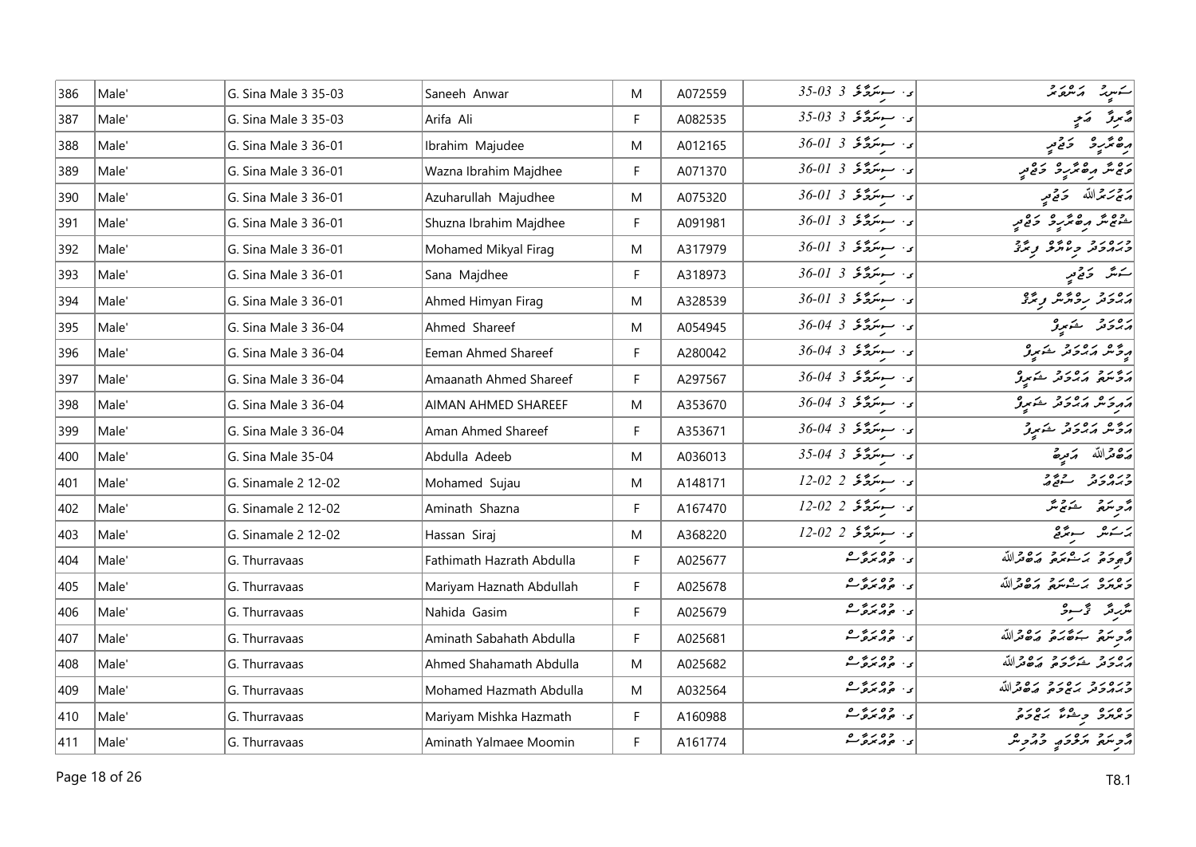| 386 | Male' | G. Sina Male 3 35-03 | Saneeh Anwar | M | A072559 | ގ. ސިނަމާލެ 3 35-03 | ސަނީހް އަންވަރު |
|---|---|---|---|---|---|---|---|
| 387 | Male' | G. Sina Male 3 35-03 | Arifa Ali | F | A082535 | ގ. ސިނަމާލެ 3 35-03 | އާރިފާ އަލި |
| 388 | Male' | G. Sina Male 3 36-01 | Ibrahim Majudee | M | A012165 | ގ. ސިނަމާލެ 3 36-01 | އިބްރާހިމް މަޖުދީ |
| 389 | Male' | G. Sina Male 3 36-01 | Wazna Ibrahim Majdhee | F | A071370 | ގ. ސިނަމާލެ 3 36-01 | ވަޒްނާ އިބްރާހިމް މަޖްދީ |
| 390 | Male' | G. Sina Male 3 36-01 | Azuharullah Majudhee | M | A075320 | ގ. ސިނަމާލެ 3 36-01 | އަޒުހަރުالله މަޖުދީ |
| 391 | Male' | G. Sina Male 3 36-01 | Shuzna Ibrahim Majdhee | F | A091981 | ގ. ސިނަމާލެ 3 36-01 | ޝުޒްނާ އިބްރާހިމް މަޖްދީ |
| 392 | Male' | G. Sina Male 3 36-01 | Mohamed Mikyal Firag | M | A317979 | ގ. ސިނަމާލެ 3 36-01 | މުޙައްމަދު މިކްޔާލް ފިރާގު |
| 393 | Male' | G. Sina Male 3 36-01 | Sana Majdhee | F | A318973 | ގ. ސިނަމާލެ 3 36-01 | ސަނާ މަޖްދީ |
| 394 | Male' | G. Sina Male 3 36-01 | Ahmed Himyan Firag | M | A328539 | ގ. ސިނަމާލެ 3 36-01 | އަޙްމަދު ހިމްޔާން ފިރާގު |
| 395 | Male' | G. Sina Male 3 36-04 | Ahmed Shareef | M | A054945 | ގ. ސިނަމާލެ 3 36-04 | އަޙްމަދު ޝަރީފު |
| 396 | Male' | G. Sina Male 3 36-04 | Eeman Ahmed Shareef | F | A280042 | ގ. ސިނަމާލެ 3 36-04 | އީމާން އަޙްމަދު ޝަރީފު |
| 397 | Male' | G. Sina Male 3 36-04 | Amaanath Ahmed Shareef | F | A297567 | ގ. ސިނަމާލެ 3 36-04 | އަމާނަތު އަޙްމަދު ޝަރީފު |
| 398 | Male' | G. Sina Male 3 36-04 | AIMAN AHMED SHAREEF | M | A353670 | ގ. ސިނަމާލެ 3 36-04 | އައިމަން އަޙްމަދު ޝަރީފު |
| 399 | Male' | G. Sina Male 3 36-04 | Aman Ahmed Shareef | F | A353671 | ގ. ސިނަމާލެ 3 36-04 | އަމާން އަޙްމަދު ޝަރީފު |
| 400 | Male' | G. Sina Male 35-04 | Abdulla Adeeb | M | A036013 | ގ. ސިނަމާލެ 3 35-04 | އަބްدالله އަދީބު |
| 401 | Male' | G. Sinamale 2 12-02 | Mohamed Sujau | M | A148171 | ގ. ސިނަމާލެ 2 12-02 | މުޙައްމަދު ސުޖާއު |
| 402 | Male' | G. Sinamale 2 12-02 | Aminath Shazna | F | A167470 | ގ. ސިނަމާލެ 2 12-02 | އާމިނަތު ޝަޒްނާ |
| 403 | Male' | G. Sinamale 2 12-02 | Hassan Siraj | M | A368220 | ގ. ސިނަމާލެ 2 12-02 | ޙަސަން ސިރާޖު |
| 404 | Male' | G. Thurravaas | Fathimath Hazrath Abdulla | F | A025677 | ގ. ތުއްރަވާސް | ފާތިމަތު ހަޟްރަތު އަބްدالله |
| 405 | Male' | G. Thurravaas | Mariyam Haznath Abdullah | F | A025678 | ގ. ތުއްރަވާސް | މަރިޔަމް ހަޒްނަތު އަބްدالله |
| 406 | Male' | G. Thurravaas | Nahida Gasim | F | A025679 | ގ. ތުއްރަވާސް | ނާހިދާ ޤާސިމް |
| 407 | Male' | G. Thurravaas | Aminath Sabahath Abdulla | F | A025681 | ގ. ތުއްރަވާސް | އާމިނަތު ސަބާހަތު އަބްدالله |
| 408 | Male' | G. Thurravaas | Ahmed Shahamath Abdulla | M | A025682 | ގ. ތުއްރަވާސް | އަޙްމަދު ޝަހާމަތު އަބްدالله |
| 409 | Male' | G. Thurravaas | Mohamed Hazmath Abdulla | M | A032564 | ގ. ތުއްރަވާސް | މުޙައްމަދު ހަޒްމަތު އަބްدالله |
| 410 | Male' | G. Thurravaas | Mariyam Mishka Hazmath | F | A160988 | ގ. ތުއްރަވާސް | މަރިޔަމް މިޝްކާ ހަޒްމަތު |
| 411 | Male' | G. Thurravaas | Aminath Yalmaee Moomin | F | A161774 | ގ. ތުއްރަވާސް | އާމިނަތު ޔަލްމައީ މޫމިން |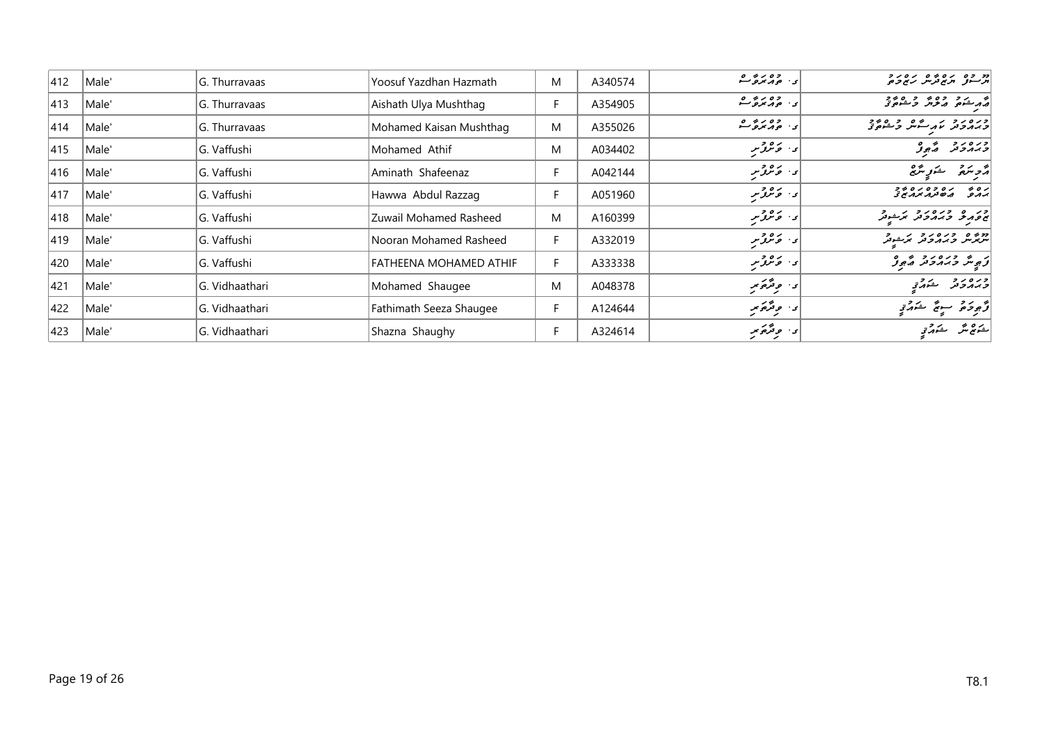| 412 | Male' | G. Thurravaas | Yoosuf Yazdhan Hazmath | M | A340574 | ގ. ތުއްރަވާސް | ޔޫސުފް ޔަޒްދާން ހަޒްމަތު |
|---|---|---|---|---|---|---|---|
| 413 | Male' | G. Thurravaas | Aishath Ulya Mushthag | F | A354905 | ގ. ތުއްރަވާސް | ޢައިޝަތު އުލްޔާ މުޝްތާގު |
| 414 | Male' | G. Thurravaas | Mohamed Kaisan Mushthag | M | A355026 | ގ. ތުއްރަވާސް | މުޙައްމަދު ކައިސާން މުޝްތާގު |
| 415 | Male' | G. Vaffushi | Mohamed Athif | M | A034402 | ގ. ވަފްފުށި | މުޙައްމަދު އާތިފު |
| 416 | Male' | G. Vaffushi | Aminath Shafeenaz | F | A042144 | ގ. ވަފްފުށި | އަމިނަތު ޝަފީނާޒް |
| 417 | Male' | G. Vaffushi | Hawwa Abdul Razzag | F | A051960 | ގ. ވަފްފުށި | ހައްވާ އަބްދުއްރައްޒާގު |
| 418 | Male' | G. Vaffushi | Zuwail Mohamed Rasheed | M | A160399 | ގ. ވަފްފުށި | ޒުވައިލް މުޙައްމަދު ރަޝީދު |
| 419 | Male' | G. Vaffushi | Nooran Mohamed Rasheed | F | A332019 | ގ. ވަފްފުށި | ނޫރާން މުޙައްމަދު ރަޝީދު |
| 420 | Male' | G. Vaffushi | FATHEENA MOHAMED ATHIF | F | A333338 | ގ. ވަފްފުށި | ފަތީނާ މުޙައްމަދު އާތިފް |
| 421 | Male' | G. Vidhaathari | Mohamed Shaugee | M | A048378 | ގ. ވިދާތަރި | މުޙައްމަދު ޝައުގީ |
| 422 | Male' | G. Vidhaathari | Fathimath Seeza Shaugee | F | A124644 | ގ. ވިދާތަރި | ފާތިމަތު ސީޒާ ޝައުގީ |
| 423 | Male' | G. Vidhaathari | Shazna Shaughy | F | A324614 | ގ. ވިދާތަރި | ޝަޒްނާ ޝައުގީ |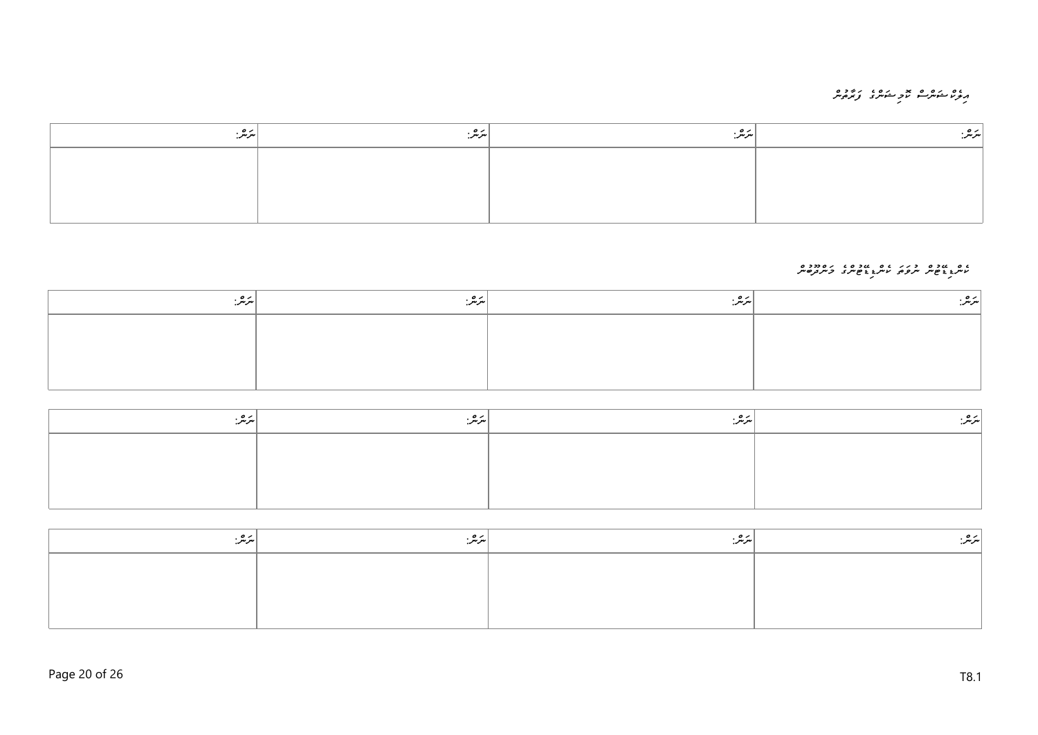## ދިވެހިބަހުން ކޮމިޝަނަށް ފޮނުވުން

| ނަން: | ނަން: | ނަން: | ނަން: |
|---|---|---|---|
| | | | |

## ކުންފުންޏާއި ނުވަތަ ކުންފުނީގެ މަސްއޫލުން

| ނަން: | ނަން: | ނަން: | ނަން: |
|---|---|---|---|
| | | | |

| ނަން: | ނަން: | ނަން: | ނަން: |
|---|---|---|---|
| | | | |

| ނަން: | ނަން: | ނަން: | ނަން: |
|---|---|---|---|
| | | | |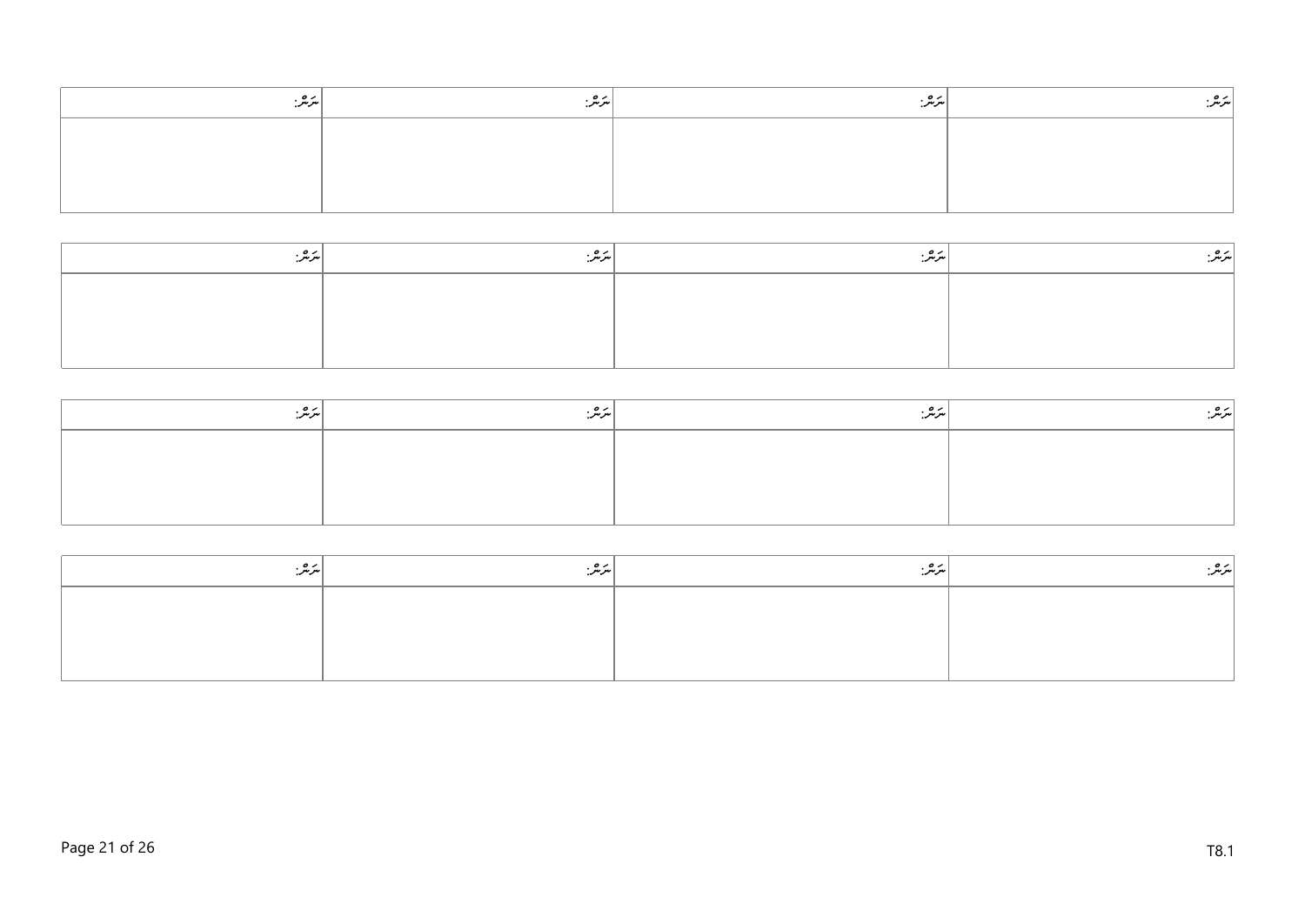| ޚަރަދު: | ޚަރަދު: | ޚަރަދު: | ޚަރަދު: |
| --- | --- | --- | --- |
| | | | |

| ޚަރަދު: | ޚަރަދު: | ޚަރަދު: | ޚަރަދު: |
| --- | --- | --- | --- |
| | | | |

| ޚަރަދު: | ޚަރަދު: | ޚަރަދު: | ޚަރަދު: |
| --- | --- | --- | --- |
| | | | |

| ޚަރަދު: | ޚަރަދު: | ޚަރަދު: | ޚަރަދު: |
| --- | --- | --- | --- |
| | | | |

T8.1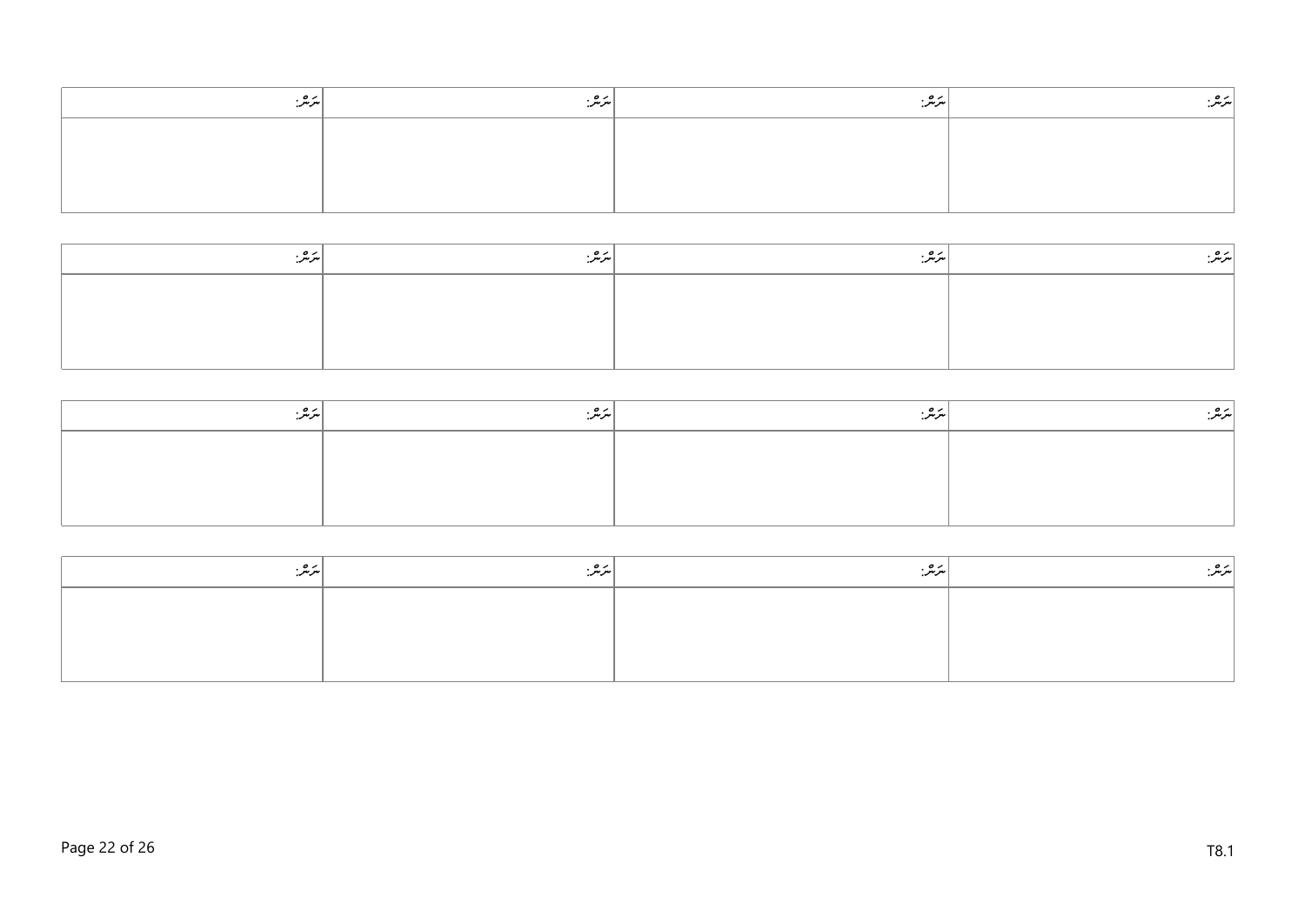| ނަރުދ: | ނަރުދ: | ނަރުދ: | ނަރުދ: |
| --- | --- | --- | --- |
| | | | |

| ނަރުދ: | ނަރުދ: | ނަރުދ: | ނަރުދ: |
| --- | --- | --- | --- |
| | | | |

| ނަރުދ: | ނަރުދ: | ނަރުދ: | ނަރުދ: |
| --- | --- | --- | --- |
| | | | |

| ނަރުދ: | ނަރުދ: | ނަރުދ: | ނަރުދ: |
| --- | --- | --- | --- |
| | | | |

T8.1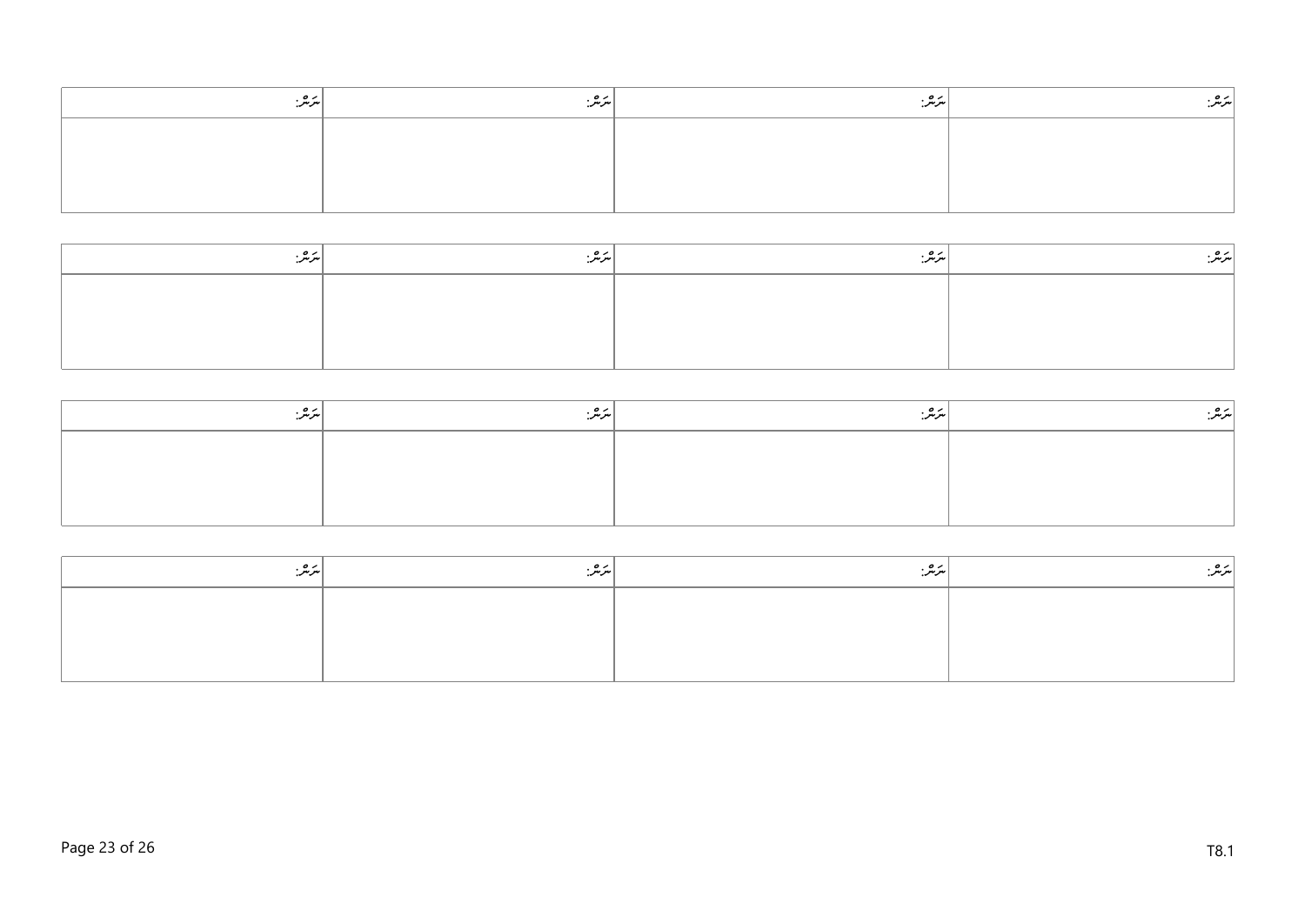| ނަރަށް: | ނަރަށް: | ނަރަށް: | ނަރަށް: |
| --- | --- | --- | --- |
| | | | |

| ނަރަށް: | ނަރަށް: | ނަރަށް: | ނަރަށް: |
| --- | --- | --- | --- |
| | | | |

| ނަރަށް: | ނަރަށް: | ނަރަށް: | ނަރަށް: |
| --- | --- | --- | --- |
| | | | |

| ނަރަށް: | ނަރަށް: | ނަރަށް: | ނަރަށް: |
| --- | --- | --- | --- |
| | | | |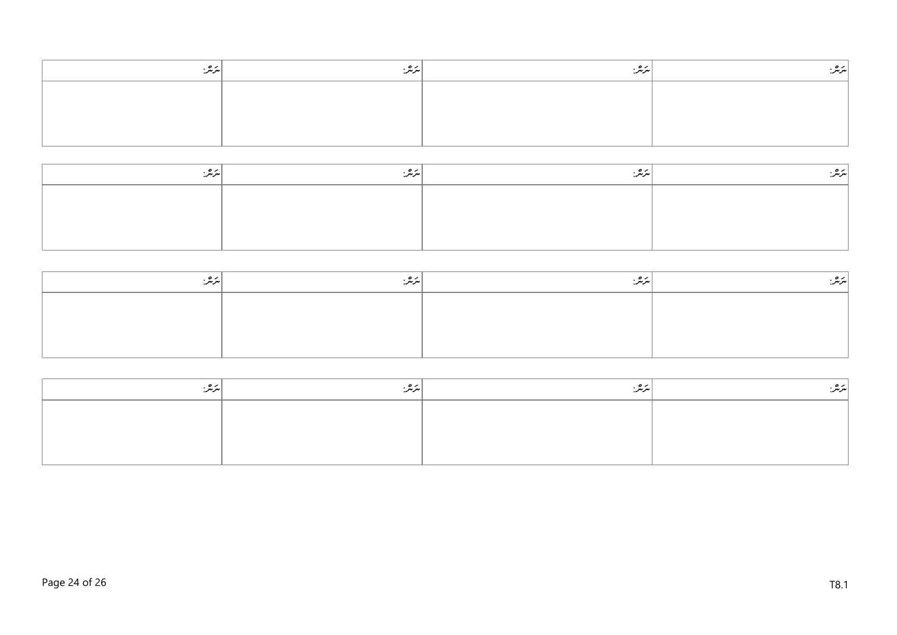| ސަރަޙް: | ސަރަޙް: | ސަރަޙް: | ސަރަޙް: |
|---|---|---|---|
| | | | |

| ސަރަޙް: | ސަރަޙް: | ސަރަޙް: | ސަރަޙް: |
|---|---|---|---|
| | | | |

| ސަރަޙް: | ސަރަޙް: | ސަރަޙް: | ސަރަޙް: |
|---|---|---|---|
| | | | |

| ސަރަޙް: | ސަރަޙް: | ސަރަޙް: | ސަރަޙް: |
|---|---|---|---|
| | | | |

T8.1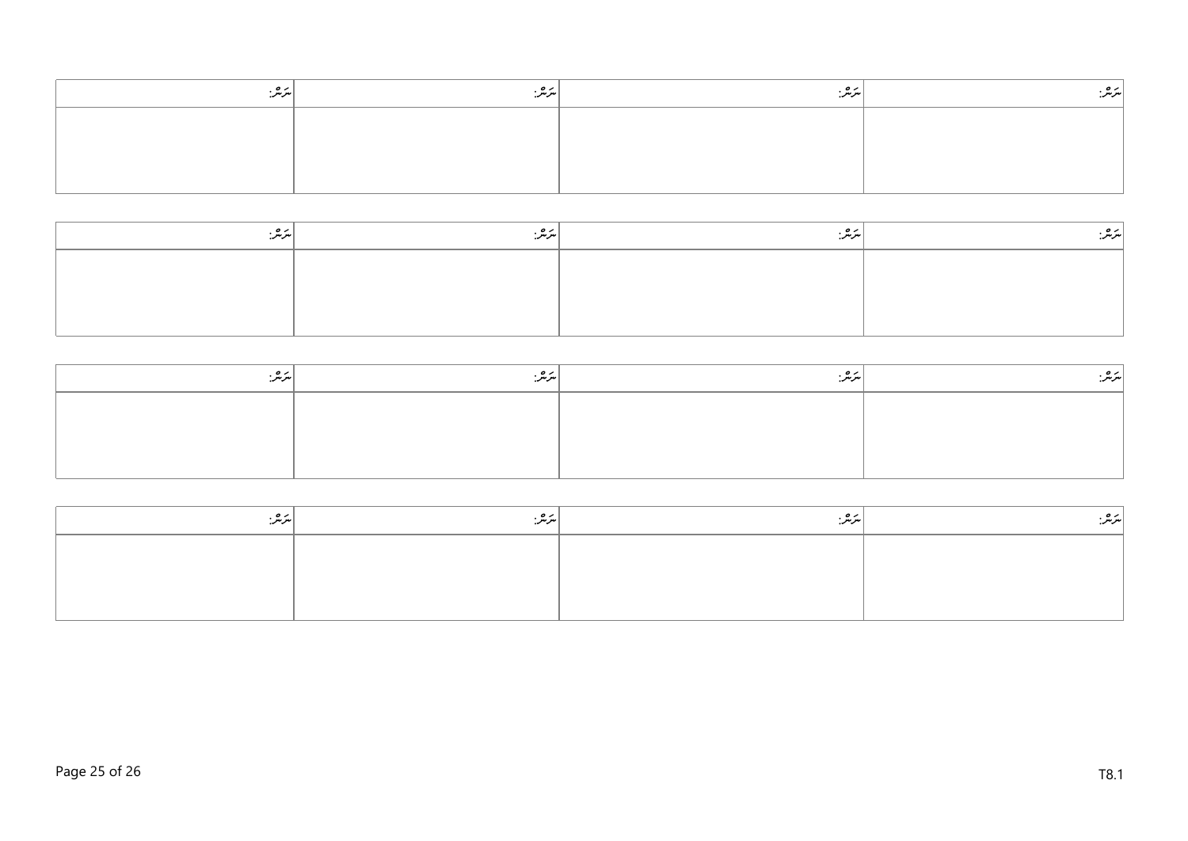| �староста: | ނަރަ: | ނަރަ: | ނަރަ: |
|---|---|---|---|
| | | | |

| ނަރުދ: | ނަރުދ: | ނަރުދ: | ނަރުދ: |
|---|---|---|---|
| | | | |

| ނަރުދ: | ނަރުދ: | ނަރުދ: | ނަރުދ: |
|---|---|---|---|
| | | | |

| ނަރުދ: | ނަރުދ: | ނަރުދ: | ނަރުދ: |
|---|---|---|---|
| | | | |

| ނަރުދ: | ނަރުދ: | ނަރުދ: | ނަރުދ: |
|---|---|---|---|
| | | | |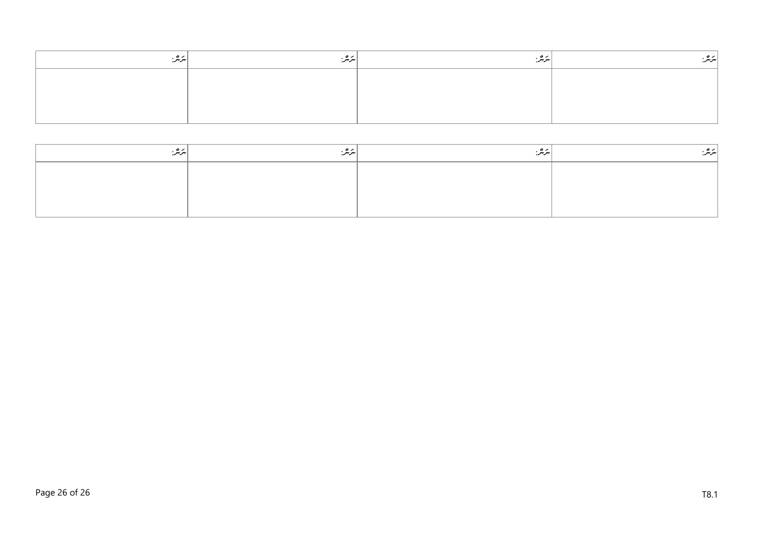| ނަންބަރު: | ނަންބަރު: | ނަންބަރު: | ނަންބަރު: |
|---|---|---|---|
| | | | |

| ނަންބަރު: | ނަންބަރު: | ނަންބަރު: | ނަންބަރު: |
|---|---|---|---|
| | | | |

T8.1